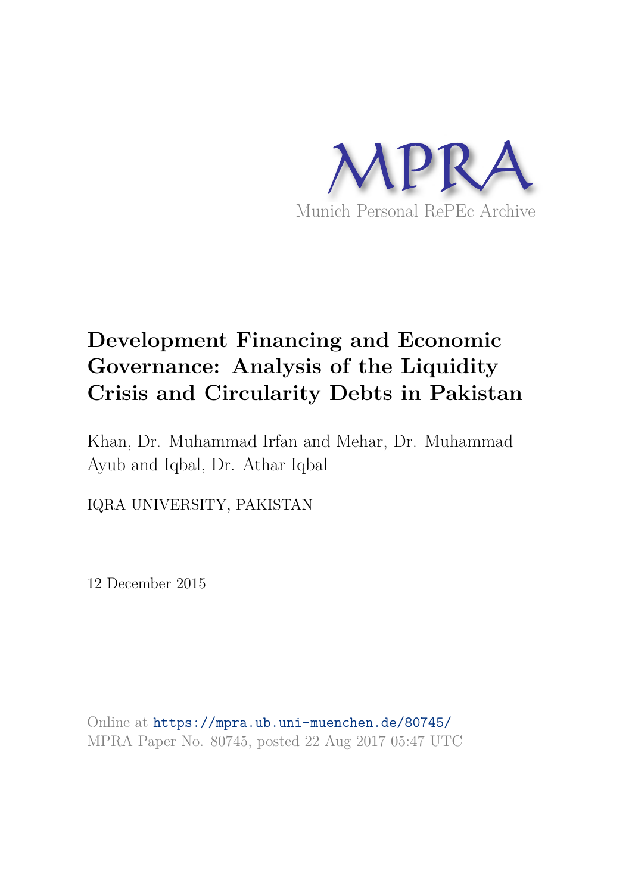MPRA

Munich Personal RePEc Archive

# Development Financing and Economic Governance: Analysis of the Liquidity Crisis and Circularity Debts in Pakistan

Khan, Dr. Muhammad Irfan and Mehar, Dr. Muhammad Ayub and Iqbal, Dr. Athar Iqbal

IQRA UNIVERSITY, PAKISTAN

12 December 2015

Online at https://mpra.ub.uni-muenchen.de/80745/
MPRA Paper No. 80745, posted 22 Aug 2017 05:47 UTC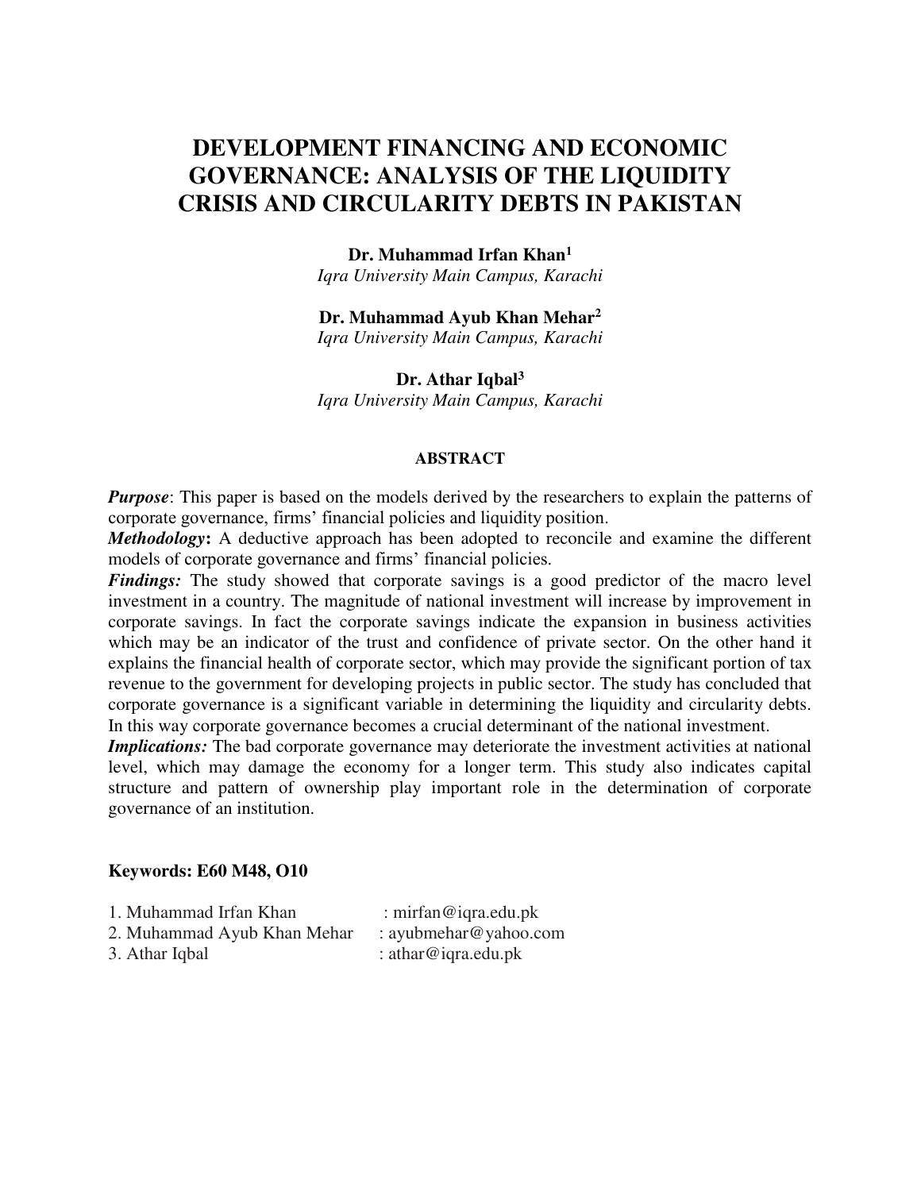# DEVELOPMENT FINANCING AND ECONOMIC GOVERNANCE: ANALYSIS OF THE LIQUIDITY CRISIS AND CIRCULARITY DEBTS IN PAKISTAN

**Dr. Muhammad Irfan Khan**[1]
*Iqra University Main Campus, Karachi*

**Dr. Muhammad Ayub Khan Mehar**[2]
*Iqra University Main Campus, Karachi*

**Dr. Athar Iqbal**[3]
*Iqra University Main Campus, Karachi*

#### ABSTRACT

***Purpose***: This paper is based on the models derived by the researchers to explain the patterns of corporate governance, firms' financial policies and liquidity position.

***Methodology*:** A deductive approach has been adopted to reconcile and examine the different models of corporate governance and firms' financial policies.

***Findings:*** The study showed that corporate savings is a good predictor of the macro level investment in a country. The magnitude of national investment will increase by improvement in corporate savings. In fact the corporate savings indicate the expansion in business activities which may be an indicator of the trust and confidence of private sector. On the other hand it explains the financial health of corporate sector, which may provide the significant portion of tax revenue to the government for developing projects in public sector. The study has concluded that corporate governance is a significant variable in determining the liquidity and circularity debts. In this way corporate governance becomes a crucial determinant of the national investment.

***Implications:*** The bad corporate governance may deteriorate the investment activities at national level, which may damage the economy for a longer term. This study also indicates capital structure and pattern of ownership play important role in the determination of corporate governance of an institution.

**Keywords: E60 M48, O10**

1. Muhammad Irfan Khan : mirfan@iqra.edu.pk
2. Muhammad Ayub Khan Mehar : ayubmehar@yahoo.com
3. Athar Iqbal : athar@iqra.edu.pk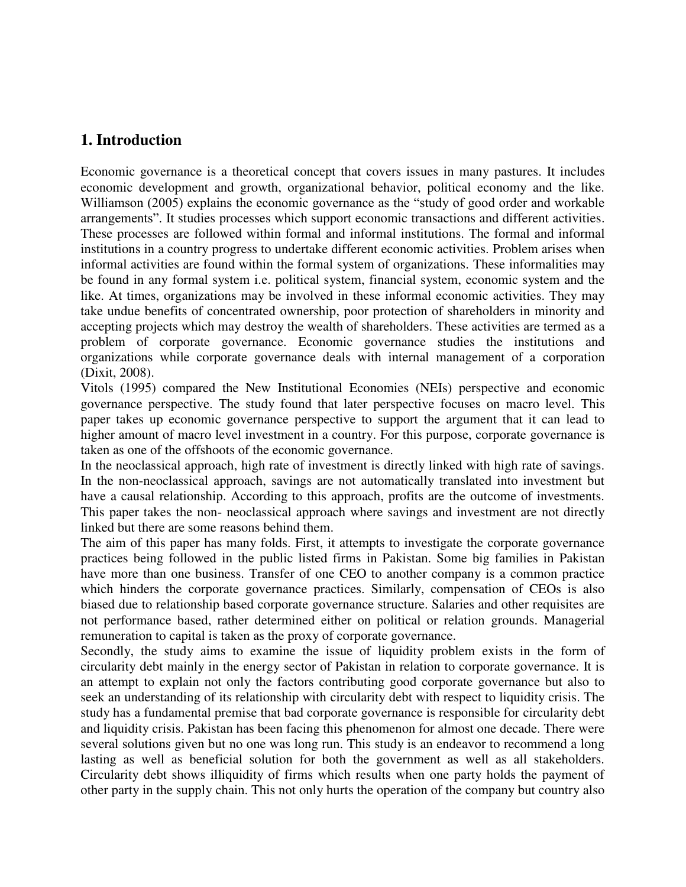## 1. Introduction

Economic governance is a theoretical concept that covers issues in many pastures. It includes economic development and growth, organizational behavior, political economy and the like. Williamson (2005) explains the economic governance as the "study of good order and workable arrangements". It studies processes which support economic transactions and different activities. These processes are followed within formal and informal institutions. The formal and informal institutions in a country progress to undertake different economic activities. Problem arises when informal activities are found within the formal system of organizations. These informalities may be found in any formal system i.e. political system, financial system, economic system and the like. At times, organizations may be involved in these informal economic activities. They may take undue benefits of concentrated ownership, poor protection of shareholders in minority and accepting projects which may destroy the wealth of shareholders. These activities are termed as a problem of corporate governance. Economic governance studies the institutions and organizations while corporate governance deals with internal management of a corporation (Dixit, 2008).

Vitols (1995) compared the New Institutional Economies (NEIs) perspective and economic governance perspective. The study found that later perspective focuses on macro level. This paper takes up economic governance perspective to support the argument that it can lead to higher amount of macro level investment in a country. For this purpose, corporate governance is taken as one of the offshoots of the economic governance.

In the neoclassical approach, high rate of investment is directly linked with high rate of savings. In the non-neoclassical approach, savings are not automatically translated into investment but have a causal relationship. According to this approach, profits are the outcome of investments. This paper takes the non- neoclassical approach where savings and investment are not directly linked but there are some reasons behind them.

The aim of this paper has many folds. First, it attempts to investigate the corporate governance practices being followed in the public listed firms in Pakistan. Some big families in Pakistan have more than one business. Transfer of one CEO to another company is a common practice which hinders the corporate governance practices. Similarly, compensation of CEOs is also biased due to relationship based corporate governance structure. Salaries and other requisites are not performance based, rather determined either on political or relation grounds. Managerial remuneration to capital is taken as the proxy of corporate governance.

Secondly, the study aims to examine the issue of liquidity problem exists in the form of circularity debt mainly in the energy sector of Pakistan in relation to corporate governance. It is an attempt to explain not only the factors contributing good corporate governance but also to seek an understanding of its relationship with circularity debt with respect to liquidity crisis. The study has a fundamental premise that bad corporate governance is responsible for circularity debt and liquidity crisis. Pakistan has been facing this phenomenon for almost one decade. There were several solutions given but no one was long run. This study is an endeavor to recommend a long lasting as well as beneficial solution for both the government as well as all stakeholders. Circularity debt shows illiquidity of firms which results when one party holds the payment of other party in the supply chain. This not only hurts the operation of the company but country also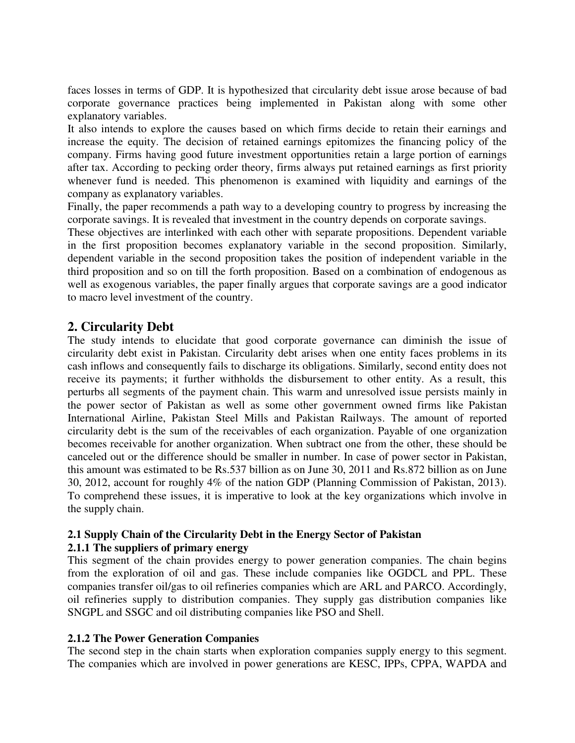faces losses in terms of GDP. It is hypothesized that circularity debt issue arose because of bad corporate governance practices being implemented in Pakistan along with some other explanatory variables.

It also intends to explore the causes based on which firms decide to retain their earnings and increase the equity. The decision of retained earnings epitomizes the financing policy of the company. Firms having good future investment opportunities retain a large portion of earnings after tax. According to pecking order theory, firms always put retained earnings as first priority whenever fund is needed. This phenomenon is examined with liquidity and earnings of the company as explanatory variables.

Finally, the paper recommends a path way to a developing country to progress by increasing the corporate savings. It is revealed that investment in the country depends on corporate savings.

These objectives are interlinked with each other with separate propositions. Dependent variable in the first proposition becomes explanatory variable in the second proposition. Similarly, dependent variable in the second proposition takes the position of independent variable in the third proposition and so on till the forth proposition. Based on a combination of endogenous as well as exogenous variables, the paper finally argues that corporate savings are a good indicator to macro level investment of the country.

## 2. Circularity Debt

The study intends to elucidate that good corporate governance can diminish the issue of circularity debt exist in Pakistan. Circularity debt arises when one entity faces problems in its cash inflows and consequently fails to discharge its obligations. Similarly, second entity does not receive its payments; it further withholds the disbursement to other entity. As a result, this perturbs all segments of the payment chain. This warm and unresolved issue persists mainly in the power sector of Pakistan as well as some other government owned firms like Pakistan International Airline, Pakistan Steel Mills and Pakistan Railways. The amount of reported circularity debt is the sum of the receivables of each organization. Payable of one organization becomes receivable for another organization. When subtract one from the other, these should be canceled out or the difference should be smaller in number. In case of power sector in Pakistan, this amount was estimated to be Rs.537 billion as on June 30, 2011 and Rs.872 billion as on June 30, 2012, account for roughly 4% of the nation GDP (Planning Commission of Pakistan, 2013). To comprehend these issues, it is imperative to look at the key organizations which involve in the supply chain.

### 2.1 Supply Chain of the Circularity Debt in the Energy Sector of Pakistan

#### 2.1.1 The suppliers of primary energy

This segment of the chain provides energy to power generation companies. The chain begins from the exploration of oil and gas. These include companies like OGDCL and PPL. These companies transfer oil/gas to oil refineries companies which are ARL and PARCO. Accordingly, oil refineries supply to distribution companies. They supply gas distribution companies like SNGPL and SSGC and oil distributing companies like PSO and Shell.

#### 2.1.2 The Power Generation Companies

The second step in the chain starts when exploration companies supply energy to this segment. The companies which are involved in power generations are KESC, IPPs, CPPA, WAPDA and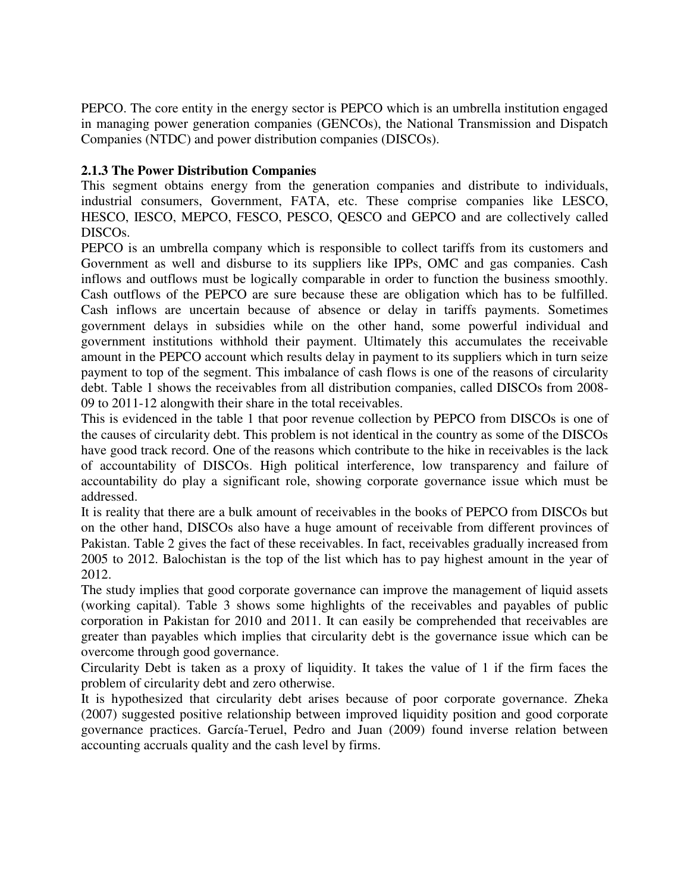PEPCO. The core entity in the energy sector is PEPCO which is an umbrella institution engaged in managing power generation companies (GENCOs), the National Transmission and Dispatch Companies (NTDC) and power distribution companies (DISCOs).

### 2.1.3 The Power Distribution Companies

This segment obtains energy from the generation companies and distribute to individuals, industrial consumers, Government, FATA, etc. These comprise companies like LESCO, HESCO, IESCO, MEPCO, FESCO, PESCO, QESCO and GEPCO and are collectively called DISCOs.

PEPCO is an umbrella company which is responsible to collect tariffs from its customers and Government as well and disburse to its suppliers like IPPs, OMC and gas companies. Cash inflows and outflows must be logically comparable in order to function the business smoothly. Cash outflows of the PEPCO are sure because these are obligation which has to be fulfilled. Cash inflows are uncertain because of absence or delay in tariffs payments. Sometimes government delays in subsidies while on the other hand, some powerful individual and government institutions withhold their payment. Ultimately this accumulates the receivable amount in the PEPCO account which results delay in payment to its suppliers which in turn seize payment to top of the segment. This imbalance of cash flows is one of the reasons of circularity debt. Table 1 shows the receivables from all distribution companies, called DISCOs from 2008-09 to 2011-12 alongwith their share in the total receivables.

This is evidenced in the table 1 that poor revenue collection by PEPCO from DISCOs is one of the causes of circularity debt. This problem is not identical in the country as some of the DISCOs have good track record. One of the reasons which contribute to the hike in receivables is the lack of accountability of DISCOs. High political interference, low transparency and failure of accountability do play a significant role, showing corporate governance issue which must be addressed.

It is reality that there are a bulk amount of receivables in the books of PEPCO from DISCOs but on the other hand, DISCOs also have a huge amount of receivable from different provinces of Pakistan. Table 2 gives the fact of these receivables. In fact, receivables gradually increased from 2005 to 2012. Balochistan is the top of the list which has to pay highest amount in the year of 2012.

The study implies that good corporate governance can improve the management of liquid assets (working capital). Table 3 shows some highlights of the receivables and payables of public corporation in Pakistan for 2010 and 2011. It can easily be comprehended that receivables are greater than payables which implies that circularity debt is the governance issue which can be overcome through good governance.

Circularity Debt is taken as a proxy of liquidity. It takes the value of 1 if the firm faces the problem of circularity debt and zero otherwise.

It is hypothesized that circularity debt arises because of poor corporate governance. Zheka (2007) suggested positive relationship between improved liquidity position and good corporate governance practices. García-Teruel, Pedro and Juan (2009) found inverse relation between accounting accruals quality and the cash level by firms.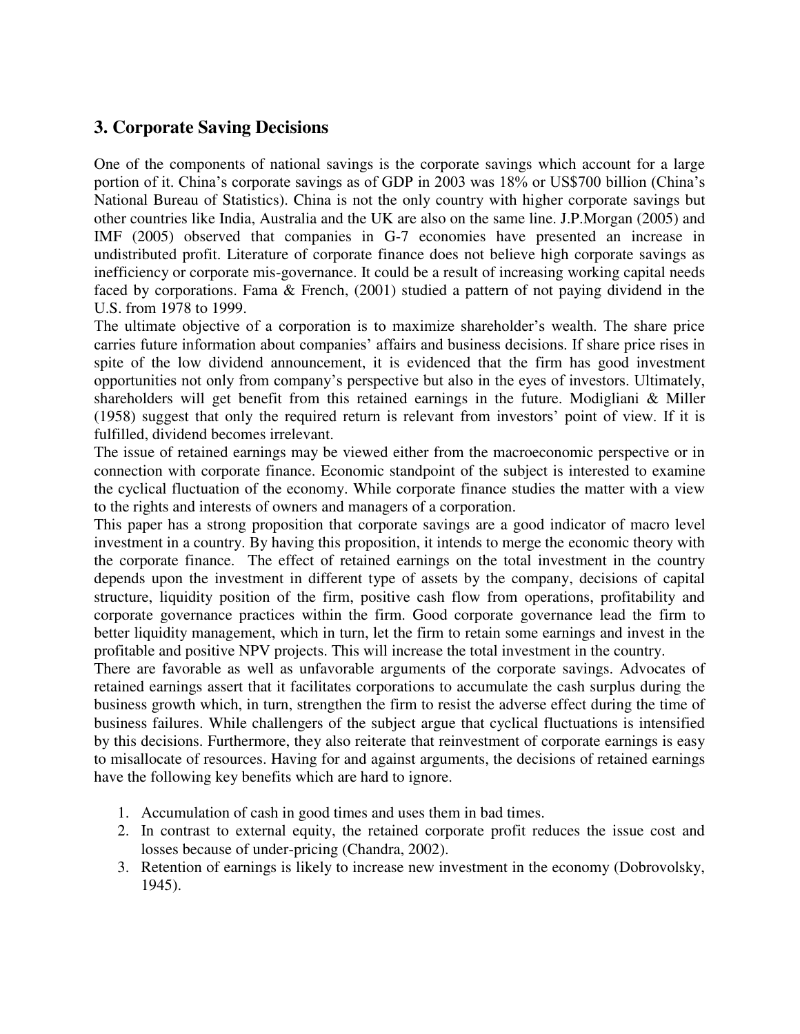## 3. Corporate Saving Decisions

One of the components of national savings is the corporate savings which account for a large portion of it. China's corporate savings as of GDP in 2003 was 18% or US$700 billion (China's National Bureau of Statistics). China is not the only country with higher corporate savings but other countries like India, Australia and the UK are also on the same line. J.P.Morgan (2005) and IMF (2005) observed that companies in G-7 economies have presented an increase in undistributed profit. Literature of corporate finance does not believe high corporate savings as inefficiency or corporate mis-governance. It could be a result of increasing working capital needs faced by corporations. Fama & French, (2001) studied a pattern of not paying dividend in the U.S. from 1978 to 1999.

The ultimate objective of a corporation is to maximize shareholder's wealth. The share price carries future information about companies' affairs and business decisions. If share price rises in spite of the low dividend announcement, it is evidenced that the firm has good investment opportunities not only from company's perspective but also in the eyes of investors. Ultimately, shareholders will get benefit from this retained earnings in the future. Modigliani & Miller (1958) suggest that only the required return is relevant from investors' point of view. If it is fulfilled, dividend becomes irrelevant.

The issue of retained earnings may be viewed either from the macroeconomic perspective or in connection with corporate finance. Economic standpoint of the subject is interested to examine the cyclical fluctuation of the economy. While corporate finance studies the matter with a view to the rights and interests of owners and managers of a corporation.

This paper has a strong proposition that corporate savings are a good indicator of macro level investment in a country. By having this proposition, it intends to merge the economic theory with the corporate finance. The effect of retained earnings on the total investment in the country depends upon the investment in different type of assets by the company, decisions of capital structure, liquidity position of the firm, positive cash flow from operations, profitability and corporate governance practices within the firm. Good corporate governance lead the firm to better liquidity management, which in turn, let the firm to retain some earnings and invest in the profitable and positive NPV projects. This will increase the total investment in the country.

There are favorable as well as unfavorable arguments of the corporate savings. Advocates of retained earnings assert that it facilitates corporations to accumulate the cash surplus during the business growth which, in turn, strengthen the firm to resist the adverse effect during the time of business failures. While challengers of the subject argue that cyclical fluctuations is intensified by this decisions. Furthermore, they also reiterate that reinvestment of corporate earnings is easy to misallocate of resources. Having for and against arguments, the decisions of retained earnings have the following key benefits which are hard to ignore.

1. Accumulation of cash in good times and uses them in bad times.
2. In contrast to external equity, the retained corporate profit reduces the issue cost and losses because of under-pricing (Chandra, 2002).
3. Retention of earnings is likely to increase new investment in the economy (Dobrovolsky, 1945).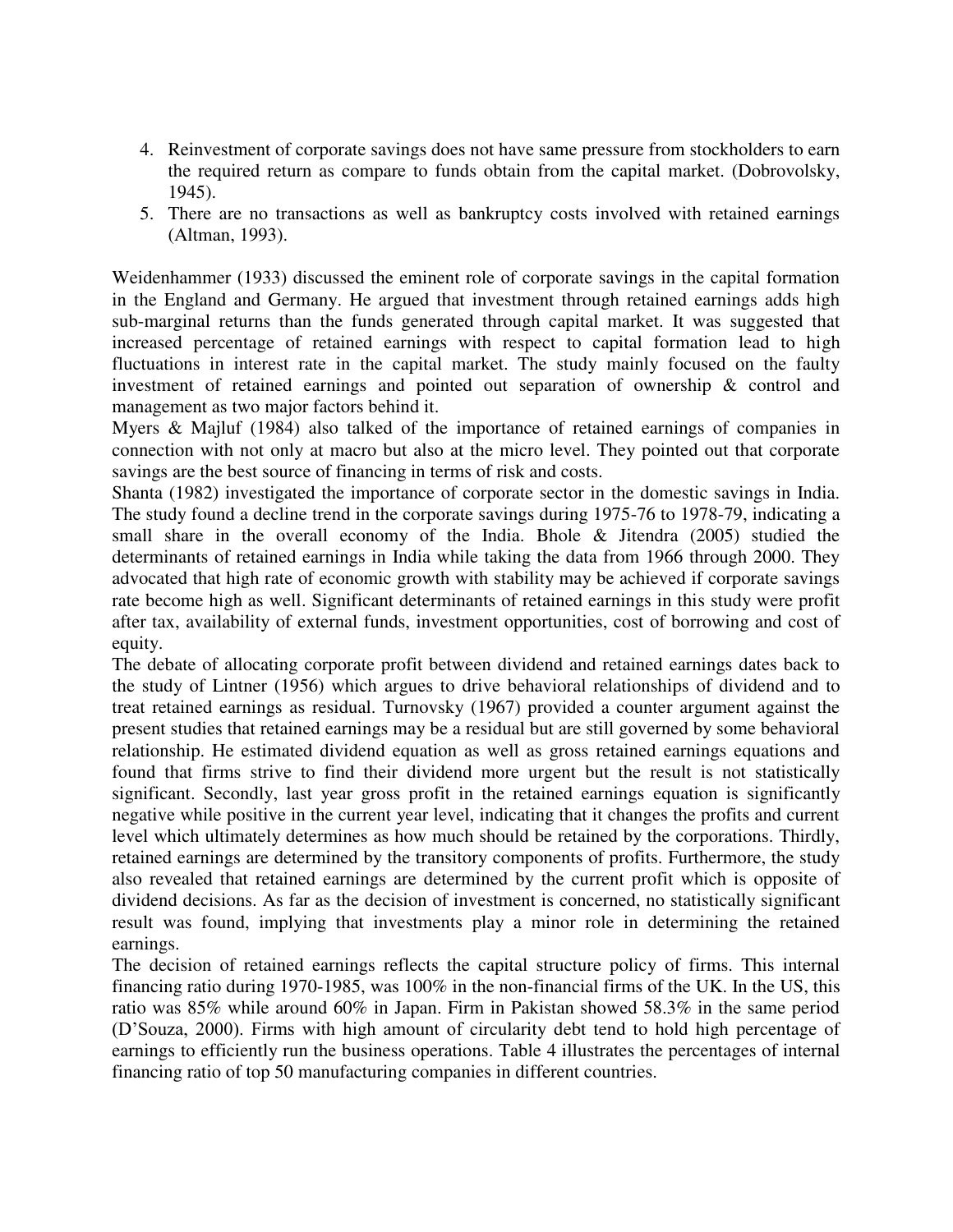4. Reinvestment of corporate savings does not have same pressure from stockholders to earn the required return as compare to funds obtain from the capital market. (Dobrovolsky, 1945).
5. There are no transactions as well as bankruptcy costs involved with retained earnings (Altman, 1993).

Weidenhammer (1933) discussed the eminent role of corporate savings in the capital formation in the England and Germany. He argued that investment through retained earnings adds high sub-marginal returns than the funds generated through capital market. It was suggested that increased percentage of retained earnings with respect to capital formation lead to high fluctuations in interest rate in the capital market. The study mainly focused on the faulty investment of retained earnings and pointed out separation of ownership & control and management as two major factors behind it.

Myers & Majluf (1984) also talked of the importance of retained earnings of companies in connection with not only at macro but also at the micro level. They pointed out that corporate savings are the best source of financing in terms of risk and costs.

Shanta (1982) investigated the importance of corporate sector in the domestic savings in India. The study found a decline trend in the corporate savings during 1975-76 to 1978-79, indicating a small share in the overall economy of the India. Bhole & Jitendra (2005) studied the determinants of retained earnings in India while taking the data from 1966 through 2000. They advocated that high rate of economic growth with stability may be achieved if corporate savings rate become high as well. Significant determinants of retained earnings in this study were profit after tax, availability of external funds, investment opportunities, cost of borrowing and cost of equity.

The debate of allocating corporate profit between dividend and retained earnings dates back to the study of Lintner (1956) which argues to drive behavioral relationships of dividend and to treat retained earnings as residual. Turnovsky (1967) provided a counter argument against the present studies that retained earnings may be a residual but are still governed by some behavioral relationship. He estimated dividend equation as well as gross retained earnings equations and found that firms strive to find their dividend more urgent but the result is not statistically significant. Secondly, last year gross profit in the retained earnings equation is significantly negative while positive in the current year level, indicating that it changes the profits and current level which ultimately determines as how much should be retained by the corporations. Thirdly, retained earnings are determined by the transitory components of profits. Furthermore, the study also revealed that retained earnings are determined by the current profit which is opposite of dividend decisions. As far as the decision of investment is concerned, no statistically significant result was found, implying that investments play a minor role in determining the retained earnings.

The decision of retained earnings reflects the capital structure policy of firms. This internal financing ratio during 1970-1985, was 100% in the non-financial firms of the UK. In the US, this ratio was 85% while around 60% in Japan. Firm in Pakistan showed 58.3% in the same period (D'Souza, 2000). Firms with high amount of circularity debt tend to hold high percentage of earnings to efficiently run the business operations. Table 4 illustrates the percentages of internal financing ratio of top 50 manufacturing companies in different countries.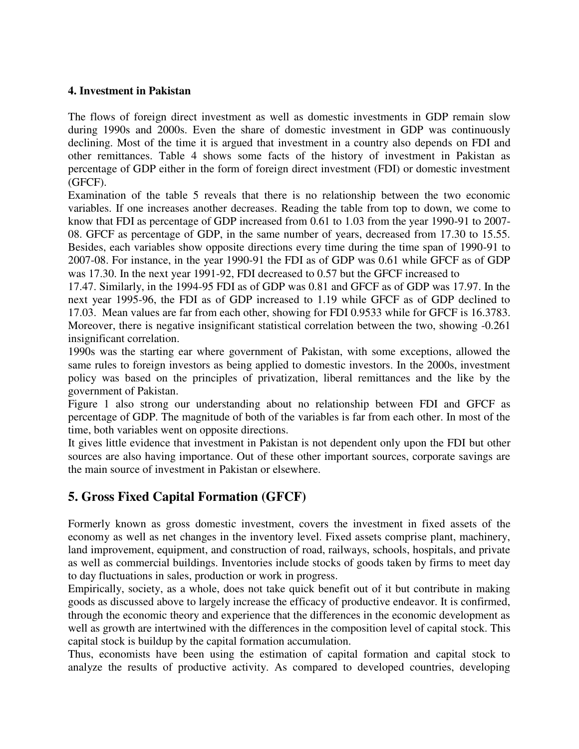### 4. Investment in Pakistan

The flows of foreign direct investment as well as domestic investments in GDP remain slow during 1990s and 2000s. Even the share of domestic investment in GDP was continuously declining. Most of the time it is argued that investment in a country also depends on FDI and other remittances. Table 4 shows some facts of the history of investment in Pakistan as percentage of GDP either in the form of foreign direct investment (FDI) or domestic investment (GFCF).

Examination of the table 5 reveals that there is no relationship between the two economic variables. If one increases another decreases. Reading the table from top to down, we come to know that FDI as percentage of GDP increased from 0.61 to 1.03 from the year 1990-91 to 2007-08. GFCF as percentage of GDP, in the same number of years, decreased from 17.30 to 15.55. Besides, each variables show opposite directions every time during the time span of 1990-91 to 2007-08. For instance, in the year 1990-91 the FDI as of GDP was 0.61 while GFCF as of GDP was 17.30. In the next year 1991-92, FDI decreased to 0.57 but the GFCF increased to 17.47. Similarly, in the 1994-95 FDI as of GDP was 0.81 and GFCF as of GDP was 17.97. In the next year 1995-96, the FDI as of GDP increased to 1.19 while GFCF as of GDP declined to 17.03. Mean values are far from each other, showing for FDI 0.9533 while for GFCF is 16.3783. Moreover, there is negative insignificant statistical correlation between the two, showing -0.261 insignificant correlation.

1990s was the starting ear where government of Pakistan, with some exceptions, allowed the same rules to foreign investors as being applied to domestic investors. In the 2000s, investment policy was based on the principles of privatization, liberal remittances and the like by the government of Pakistan.

Figure 1 also strong our understanding about no relationship between FDI and GFCF as percentage of GDP. The magnitude of both of the variables is far from each other. In most of the time, both variables went on opposite directions.

It gives little evidence that investment in Pakistan is not dependent only upon the FDI but other sources are also having importance. Out of these other important sources, corporate savings are the main source of investment in Pakistan or elsewhere.

## 5. Gross Fixed Capital Formation (GFCF)

Formerly known as gross domestic investment, covers the investment in fixed assets of the economy as well as net changes in the inventory level. Fixed assets comprise plant, machinery, land improvement, equipment, and construction of road, railways, schools, hospitals, and private as well as commercial buildings. Inventories include stocks of goods taken by firms to meet day to day fluctuations in sales, production or work in progress.

Empirically, society, as a whole, does not take quick benefit out of it but contribute in making goods as discussed above to largely increase the efficacy of productive endeavor. It is confirmed, through the economic theory and experience that the differences in the economic development as well as growth are intertwined with the differences in the composition level of capital stock. This capital stock is buildup by the capital formation accumulation.

Thus, economists have been using the estimation of capital formation and capital stock to analyze the results of productive activity. As compared to developed countries, developing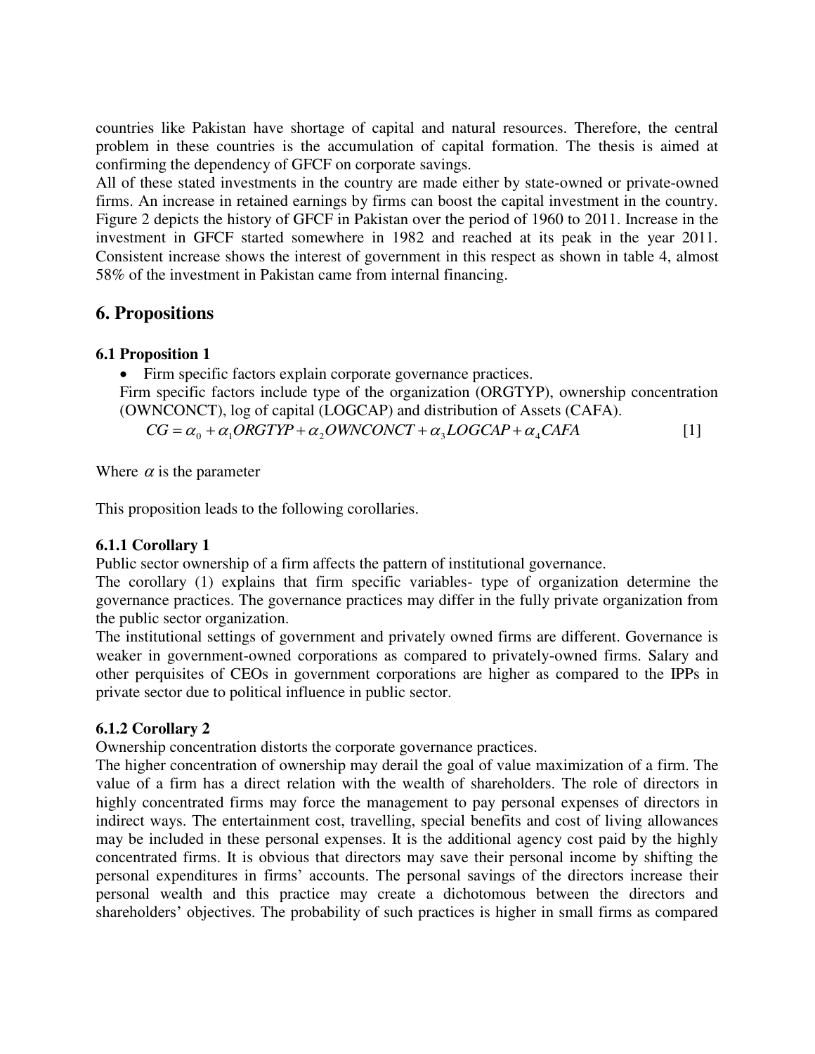countries like Pakistan have shortage of capital and natural resources. Therefore, the central problem in these countries is the accumulation of capital formation. The thesis is aimed at confirming the dependency of GFCF on corporate savings.

All of these stated investments in the country are made either by state-owned or private-owned firms. An increase in retained earnings by firms can boost the capital investment in the country. Figure 2 depicts the history of GFCF in Pakistan over the period of 1960 to 2011. Increase in the investment in GFCF started somewhere in 1982 and reached at its peak in the year 2011. Consistent increase shows the interest of government in this respect as shown in table 4, almost 58% of the investment in Pakistan came from internal financing.

## 6. Propositions

### 6.1 Proposition 1

- Firm specific factors explain corporate governance practices.

Firm specific factors include type of the organization (ORGTYP), ownership concentration (OWNCONCT), log of capital (LOGCAP) and distribution of Assets (CAFA).

$$CG = \alpha_0 + \alpha_1 ORGTYP + \alpha_2 OWNCONCT + \alpha_3 LOGCAP + \alpha_4 CAFA \quad [1]$$

Where $\alpha$ is the parameter

This proposition leads to the following corollaries.

#### 6.1.1 Corollary 1

Public sector ownership of a firm affects the pattern of institutional governance.

The corollary (1) explains that firm specific variables- type of organization determine the governance practices. The governance practices may differ in the fully private organization from the public sector organization.

The institutional settings of government and privately owned firms are different. Governance is weaker in government-owned corporations as compared to privately-owned firms. Salary and other perquisites of CEOs in government corporations are higher as compared to the IPPs in private sector due to political influence in public sector.

#### 6.1.2 Corollary 2

Ownership concentration distorts the corporate governance practices.

The higher concentration of ownership may derail the goal of value maximization of a firm. The value of a firm has a direct relation with the wealth of shareholders. The role of directors in highly concentrated firms may force the management to pay personal expenses of directors in indirect ways. The entertainment cost, travelling, special benefits and cost of living allowances may be included in these personal expenses. It is the additional agency cost paid by the highly concentrated firms. It is obvious that directors may save their personal income by shifting the personal expenditures in firms' accounts. The personal savings of the directors increase their personal wealth and this practice may create a dichotomous between the directors and shareholders' objectives. The probability of such practices is higher in small firms as compared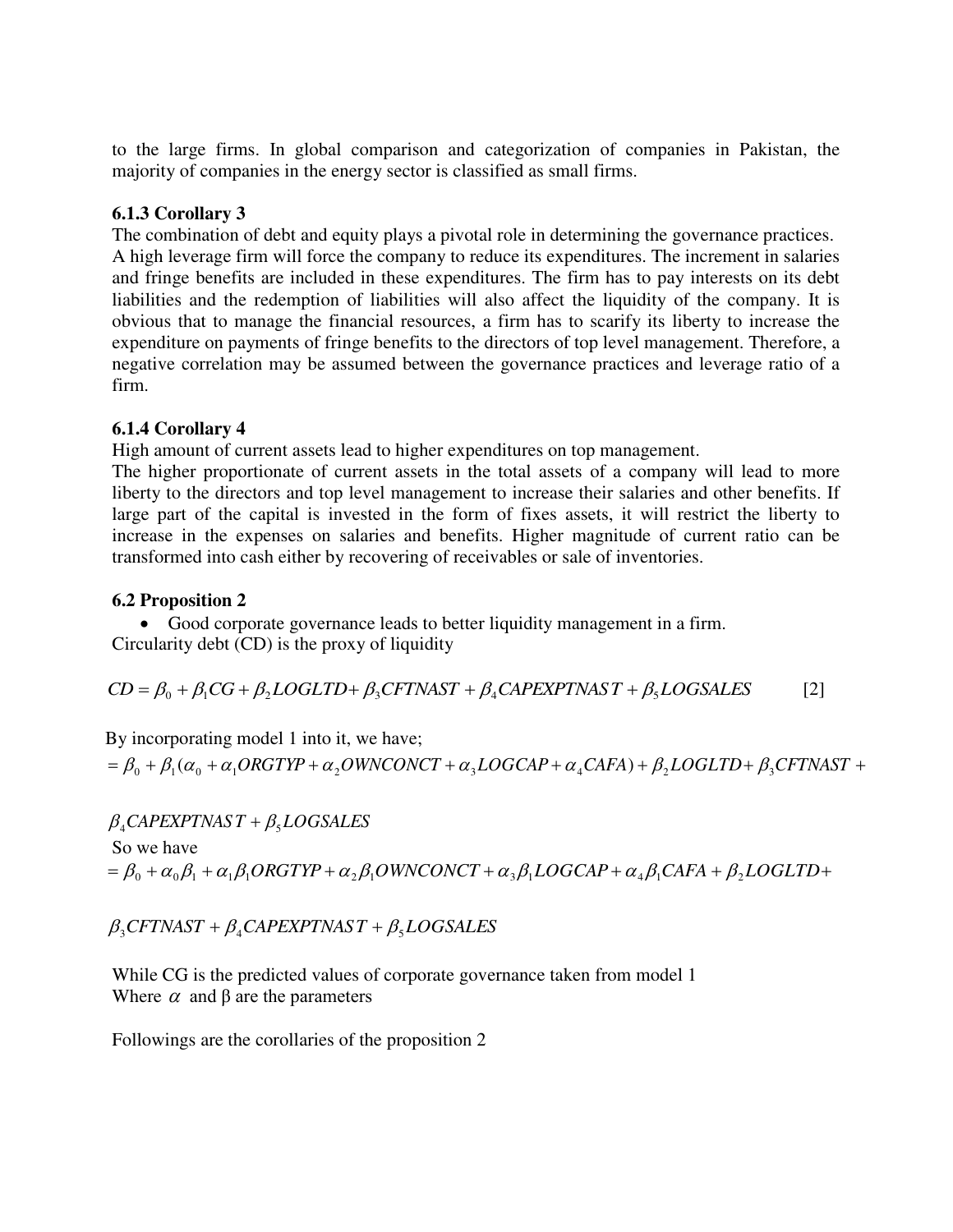to the large firms. In global comparison and categorization of companies in Pakistan, the majority of companies in the energy sector is classified as small firms.

### 6.1.3 Corollary 3

The combination of debt and equity plays a pivotal role in determining the governance practices. A high leverage firm will force the company to reduce its expenditures. The increment in salaries and fringe benefits are included in these expenditures. The firm has to pay interests on its debt liabilities and the redemption of liabilities will also affect the liquidity of the company. It is obvious that to manage the financial resources, a firm has to scarify its liberty to increase the expenditure on payments of fringe benefits to the directors of top level management. Therefore, a negative correlation may be assumed between the governance practices and leverage ratio of a firm.

### 6.1.4 Corollary 4

High amount of current assets lead to higher expenditures on top management.

The higher proportionate of current assets in the total assets of a company will lead to more liberty to the directors and top level management to increase their salaries and other benefits. If large part of the capital is invested in the form of fixes assets, it will restrict the liberty to increase in the expenses on salaries and benefits. Higher magnitude of current ratio can be transformed into cash either by recovering of receivables or sale of inventories.

### 6.2 Proposition 2

- Good corporate governance leads to better liquidity management in a firm.

Circularity debt (CD) is the proxy of liquidity

$$CD = \beta_0 + \beta_1 CG + \beta_2 LOGLTD + \beta_3 CFTNAST + \beta_4 CAPEXPTNAST + \beta_5 LOGSALES \qquad [2]$$

By incorporating model 1 into it, we have;

$$= \beta_0 + \beta_1(\alpha_0 + \alpha_1 ORGTYP + \alpha_2 OWNCONCT + \alpha_3 LOGCAP + \alpha_4 CAFA) + \beta_2 LOGLTD + \beta_3 CFTNAST +$$

$$\beta_4 CAPEXPTNAST + \beta_5 LOGSALES$$

So we have

$$= \beta_0 + \alpha_0\beta_1 + \alpha_1\beta_1 ORGTYP + \alpha_2\beta_1 OWNCONCT + \alpha_3\beta_1 LOGCAP + \alpha_4\beta_1 CAFA + \beta_2 LOGLTD +$$

$$\beta_3 CFTNAST + \beta_4 CAPEXPTNAST + \beta_5 LOGSALES$$

While CG is the predicted values of corporate governance taken from model 1

Where $\alpha$ and $\beta$ are the parameters

Followings are the corollaries of the proposition 2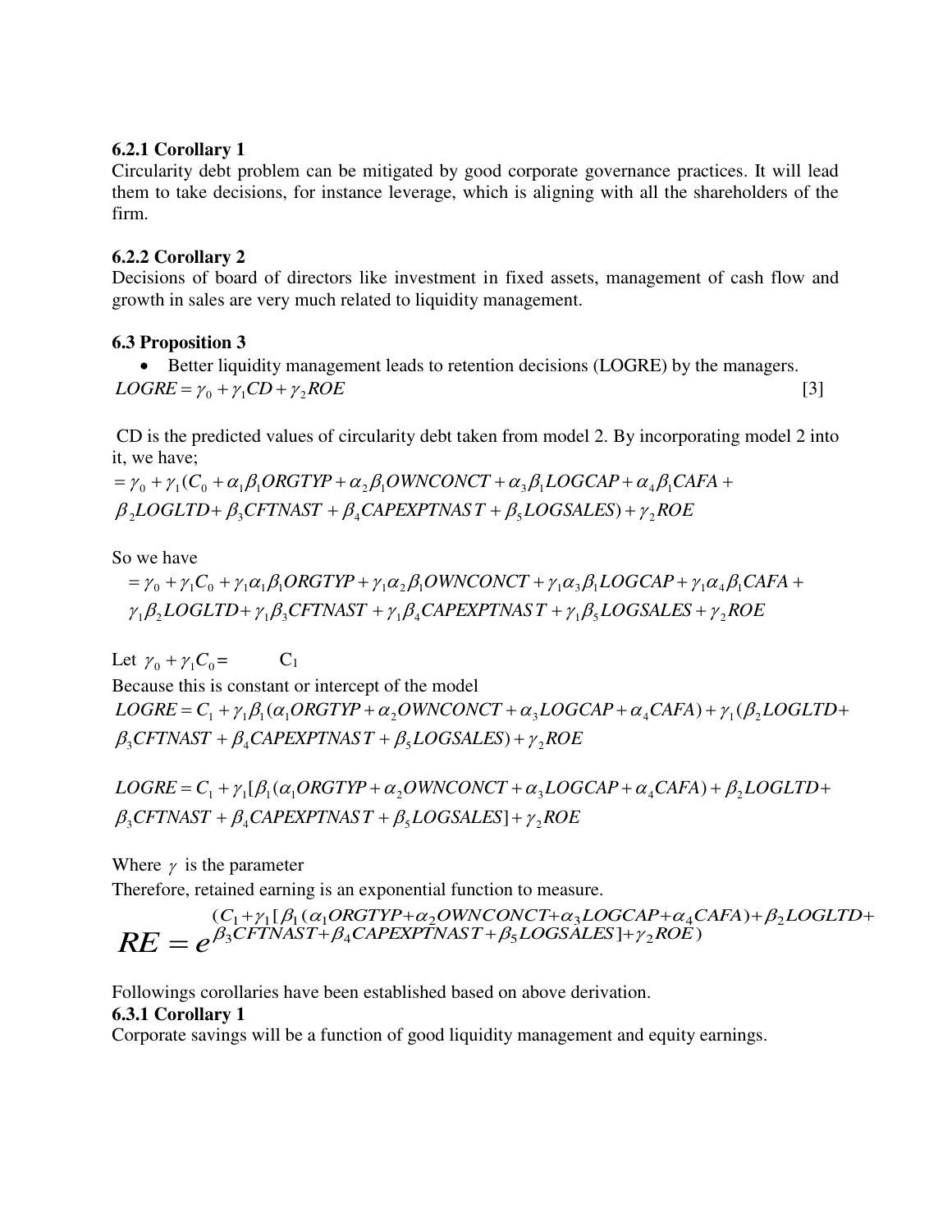### 6.2.1 Corollary 1

Circularity debt problem can be mitigated by good corporate governance practices. It will lead them to take decisions, for instance leverage, which is aligning with all the shareholders of the firm.

### 6.2.2 Corollary 2

Decisions of board of directors like investment in fixed assets, management of cash flow and growth in sales are very much related to liquidity management.

## 6.3 Proposition 3

- Better liquidity management leads to retention decisions (LOGRE) by the managers.

$$LOGRE = \gamma_0 + \gamma_1 CD + \gamma_2 ROE \qquad [3]$$

CD is the predicted values of circularity debt taken from model 2. By incorporating model 2 into it, we have;

$$= \gamma_0 + \gamma_1 (C_0 + \alpha_1 \beta_1 ORGTYP + \alpha_2 \beta_1 OWNCONCT + \alpha_3 \beta_1 LOGCAP + \alpha_4 \beta_1 CAFA + \beta_2 LOGLTD + \beta_3 CFTNAST + \beta_4 CAPEXPTNAST + \beta_5 LOGSALES) + \gamma_2 ROE$$

So we have

$$= \gamma_0 + \gamma_1 C_0 + \gamma_1 \alpha_1 \beta_1 ORGTYP + \gamma_1 \alpha_2 \beta_1 OWNCONCT + \gamma_1 \alpha_3 \beta_1 LOGCAP + \gamma_1 \alpha_4 \beta_1 CAFA + \gamma_1 \beta_2 LOGLTD + \gamma_1 \beta_3 CFTNAST + \gamma_1 \beta_4 CAPEXPTNAST + \gamma_1 \beta_5 LOGSALES + \gamma_2 ROE$$

Let $\gamma_0 + \gamma_1 C_0 =$ $C_1$

Because this is constant or intercept of the model

$$LOGRE = C_1 + \gamma_1 \beta_1 (\alpha_1 ORGTYP + \alpha_2 OWNCONCT + \alpha_3 LOGCAP + \alpha_4 CAFA) + \gamma_1 (\beta_2 LOGLTD + \beta_3 CFTNAST + \beta_4 CAPEXPTNAST + \beta_5 LOGSALES) + \gamma_2 ROE$$

$$LOGRE = C_1 + \gamma_1 [\beta_1 (\alpha_1 ORGTYP + \alpha_2 OWNCONCT + \alpha_3 LOGCAP + \alpha_4 CAFA) + \beta_2 LOGLTD + \beta_3 CFTNAST + \beta_4 CAPEXPTNAST + \beta_5 LOGSALES] + \gamma_2 ROE$$

Where $\gamma$ is the parameter

Therefore, retained earning is an exponential function to measure.

$$RE = e^{(C_1 + \gamma_1 [\beta_1 (\alpha_1 ORGTYP + \alpha_2 OWNCONCT + \alpha_3 LOGCAP + \alpha_4 CAFA) + \beta_2 LOGLTD + \beta_3 CFTNAST + \beta_4 CAPEXPTNAST + \beta_5 LOGSALES] + \gamma_2 ROE)}$$

Followings corollaries have been established based on above derivation.

### 6.3.1 Corollary 1

Corporate savings will be a function of good liquidity management and equity earnings.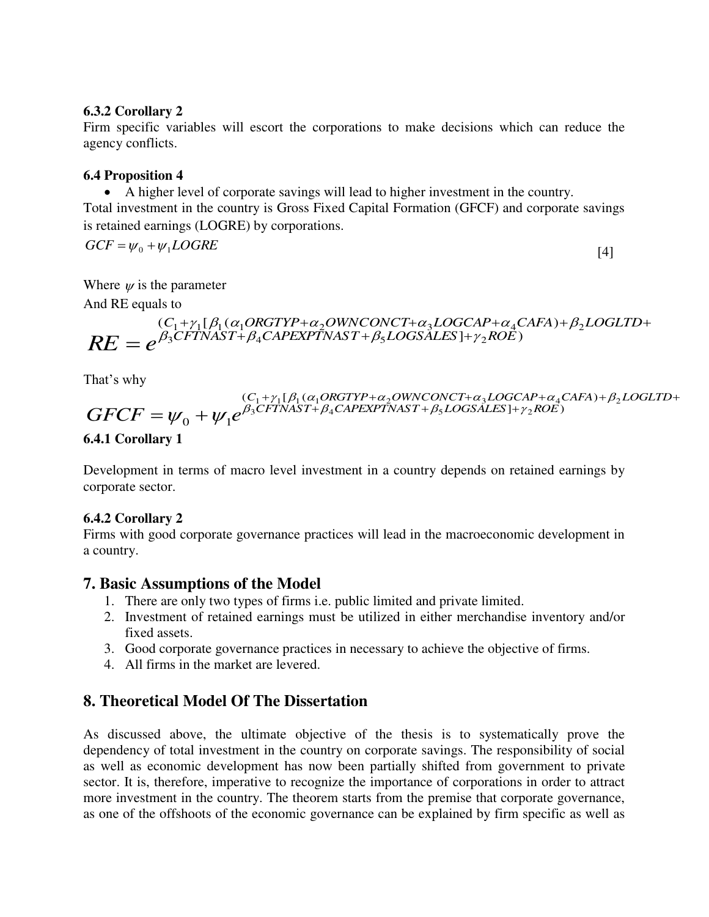### 6.3.2 Corollary 2

Firm specific variables will escort the corporations to make decisions which can reduce the agency conflicts.

### 6.4 Proposition 4

- A higher level of corporate savings will lead to higher investment in the country.

Total investment in the country is Gross Fixed Capital Formation (GFCF) and corporate savings is retained earnings (LOGRE) by corporations.

$$GCF = \psi_0 + \psi_1 LOGRE \qquad [4]$$

Where $\psi$ is the parameter

And RE equals to

$$RE = e^{(C_1 + \gamma_1 [\beta_1 (\alpha_1 ORGTYP + \alpha_2 OWNCONCT + \alpha_3 LOGCAP + \alpha_4 CAFA) + \beta_2 LOGLTD + \beta_3 CFTNAST + \beta_4 CAPEXPTNAST + \beta_5 LOGSALES] + \gamma_2 ROE)}$$

That's why

$$GFCF = \psi_0 + \psi_1 e^{(C_1 + \gamma_1 [\beta_1 (\alpha_1 ORGTYP + \alpha_2 OWNCONCT + \alpha_3 LOGCAP + \alpha_4 CAFA) + \beta_2 LOGLTD + \beta_3 CFTNAST + \beta_4 CAPEXPTNAST + \beta_5 LOGSALES] + \gamma_2 ROE)}$$

### 6.4.1 Corollary 1

Development in terms of macro level investment in a country depends on retained earnings by corporate sector.

### 6.4.2 Corollary 2

Firms with good corporate governance practices will lead in the macroeconomic development in a country.

## 7. Basic Assumptions of the Model

1. There are only two types of firms i.e. public limited and private limited.
2. Investment of retained earnings must be utilized in either merchandise inventory and/or fixed assets.
3. Good corporate governance practices in necessary to achieve the objective of firms.
4. All firms in the market are levered.

## 8. Theoretical Model Of The Dissertation

As discussed above, the ultimate objective of the thesis is to systematically prove the dependency of total investment in the country on corporate savings. The responsibility of social as well as economic development has now been partially shifted from government to private sector. It is, therefore, imperative to recognize the importance of corporations in order to attract more investment in the country. The theorem starts from the premise that corporate governance, as one of the offshoots of the economic governance can be explained by firm specific as well as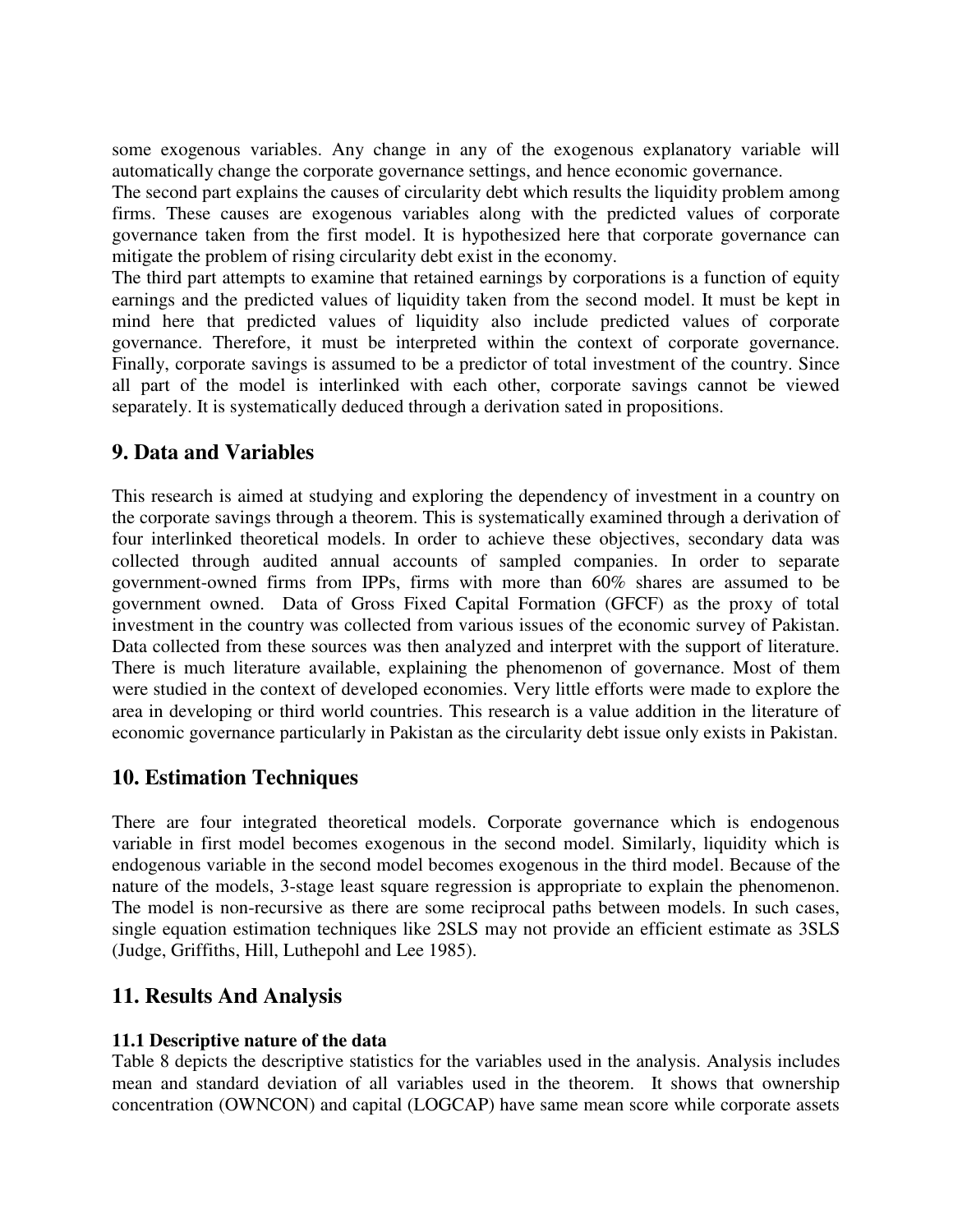some exogenous variables. Any change in any of the exogenous explanatory variable will automatically change the corporate governance settings, and hence economic governance.

The second part explains the causes of circularity debt which results the liquidity problem among firms. These causes are exogenous variables along with the predicted values of corporate governance taken from the first model. It is hypothesized here that corporate governance can mitigate the problem of rising circularity debt exist in the economy.

The third part attempts to examine that retained earnings by corporations is a function of equity earnings and the predicted values of liquidity taken from the second model. It must be kept in mind here that predicted values of liquidity also include predicted values of corporate governance. Therefore, it must be interpreted within the context of corporate governance. Finally, corporate savings is assumed to be a predictor of total investment of the country. Since all part of the model is interlinked with each other, corporate savings cannot be viewed separately. It is systematically deduced through a derivation sated in propositions.

## 9. Data and Variables

This research is aimed at studying and exploring the dependency of investment in a country on the corporate savings through a theorem. This is systematically examined through a derivation of four interlinked theoretical models. In order to achieve these objectives, secondary data was collected through audited annual accounts of sampled companies. In order to separate government-owned firms from IPPs, firms with more than 60% shares are assumed to be government owned. Data of Gross Fixed Capital Formation (GFCF) as the proxy of total investment in the country was collected from various issues of the economic survey of Pakistan. Data collected from these sources was then analyzed and interpret with the support of literature. There is much literature available, explaining the phenomenon of governance. Most of them were studied in the context of developed economies. Very little efforts were made to explore the area in developing or third world countries. This research is a value addition in the literature of economic governance particularly in Pakistan as the circularity debt issue only exists in Pakistan.

## 10. Estimation Techniques

There are four integrated theoretical models. Corporate governance which is endogenous variable in first model becomes exogenous in the second model. Similarly, liquidity which is endogenous variable in the second model becomes exogenous in the third model. Because of the nature of the models, 3-stage least square regression is appropriate to explain the phenomenon. The model is non-recursive as there are some reciprocal paths between models. In such cases, single equation estimation techniques like 2SLS may not provide an efficient estimate as 3SLS (Judge, Griffiths, Hill, Luthepohl and Lee 1985).

## 11. Results And Analysis

### 11.1 Descriptive nature of the data

Table 8 depicts the descriptive statistics for the variables used in the analysis. Analysis includes mean and standard deviation of all variables used in the theorem. It shows that ownership concentration (OWNCON) and capital (LOGCAP) have same mean score while corporate assets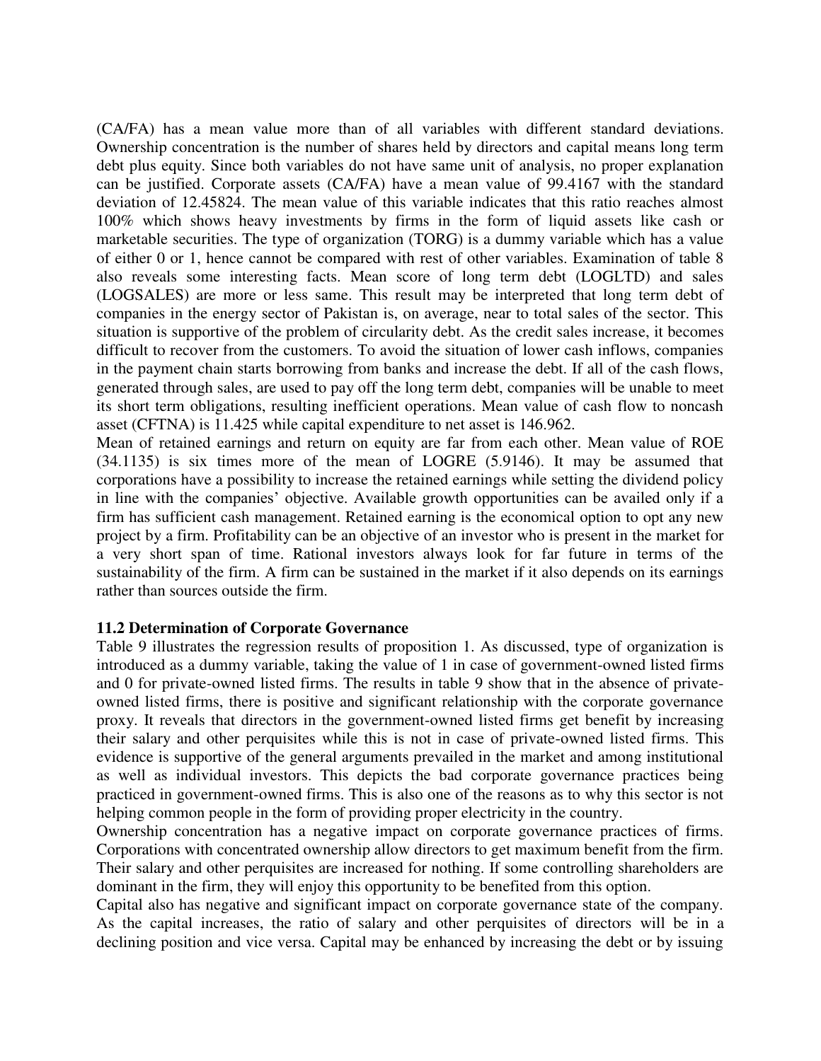(CA/FA) has a mean value more than of all variables with different standard deviations. Ownership concentration is the number of shares held by directors and capital means long term debt plus equity. Since both variables do not have same unit of analysis, no proper explanation can be justified. Corporate assets (CA/FA) have a mean value of 99.4167 with the standard deviation of 12.45824. The mean value of this variable indicates that this ratio reaches almost 100% which shows heavy investments by firms in the form of liquid assets like cash or marketable securities. The type of organization (TORG) is a dummy variable which has a value of either 0 or 1, hence cannot be compared with rest of other variables. Examination of table 8 also reveals some interesting facts. Mean score of long term debt (LOGLTD) and sales (LOGSALES) are more or less same. This result may be interpreted that long term debt of companies in the energy sector of Pakistan is, on average, near to total sales of the sector. This situation is supportive of the problem of circularity debt. As the credit sales increase, it becomes difficult to recover from the customers. To avoid the situation of lower cash inflows, companies in the payment chain starts borrowing from banks and increase the debt. If all of the cash flows, generated through sales, are used to pay off the long term debt, companies will be unable to meet its short term obligations, resulting inefficient operations. Mean value of cash flow to noncash asset (CFTNA) is 11.425 while capital expenditure to net asset is 146.962.

Mean of retained earnings and return on equity are far from each other. Mean value of ROE (34.1135) is six times more of the mean of LOGRE (5.9146). It may be assumed that corporations have a possibility to increase the retained earnings while setting the dividend policy in line with the companies' objective. Available growth opportunities can be availed only if a firm has sufficient cash management. Retained earning is the economical option to opt any new project by a firm. Profitability can be an objective of an investor who is present in the market for a very short span of time. Rational investors always look for far future in terms of the sustainability of the firm. A firm can be sustained in the market if it also depends on its earnings rather than sources outside the firm.

### 11.2 Determination of Corporate Governance

Table 9 illustrates the regression results of proposition 1. As discussed, type of organization is introduced as a dummy variable, taking the value of 1 in case of government-owned listed firms and 0 for private-owned listed firms. The results in table 9 show that in the absence of private-owned listed firms, there is positive and significant relationship with the corporate governance proxy. It reveals that directors in the government-owned listed firms get benefit by increasing their salary and other perquisites while this is not in case of private-owned listed firms. This evidence is supportive of the general arguments prevailed in the market and among institutional as well as individual investors. This depicts the bad corporate governance practices being practiced in government-owned firms. This is also one of the reasons as to why this sector is not helping common people in the form of providing proper electricity in the country.

Ownership concentration has a negative impact on corporate governance practices of firms. Corporations with concentrated ownership allow directors to get maximum benefit from the firm. Their salary and other perquisites are increased for nothing. If some controlling shareholders are dominant in the firm, they will enjoy this opportunity to be benefited from this option.

Capital also has negative and significant impact on corporate governance state of the company. As the capital increases, the ratio of salary and other perquisites of directors will be in a declining position and vice versa. Capital may be enhanced by increasing the debt or by issuing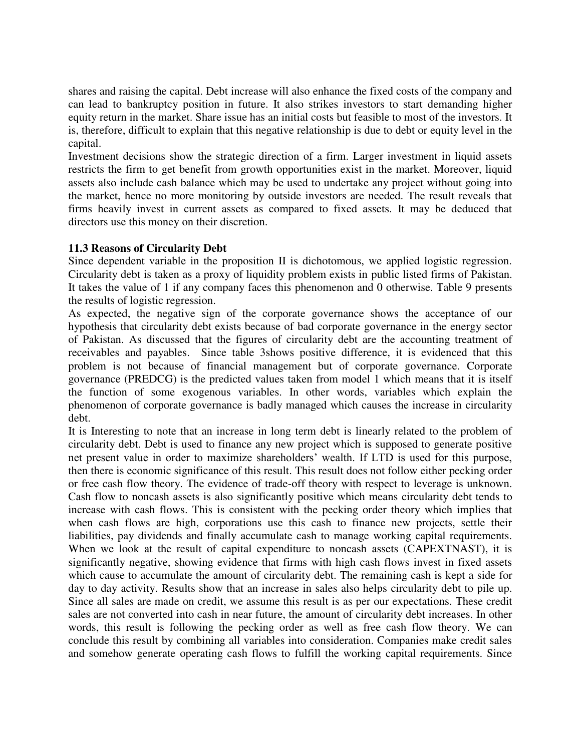shares and raising the capital. Debt increase will also enhance the fixed costs of the company and can lead to bankruptcy position in future. It also strikes investors to start demanding higher equity return in the market. Share issue has an initial costs but feasible to most of the investors. It is, therefore, difficult to explain that this negative relationship is due to debt or equity level in the capital.

Investment decisions show the strategic direction of a firm. Larger investment in liquid assets restricts the firm to get benefit from growth opportunities exist in the market. Moreover, liquid assets also include cash balance which may be used to undertake any project without going into the market, hence no more monitoring by outside investors are needed. The result reveals that firms heavily invest in current assets as compared to fixed assets. It may be deduced that directors use this money on their discretion.

### 11.3 Reasons of Circularity Debt

Since dependent variable in the proposition II is dichotomous, we applied logistic regression. Circularity debt is taken as a proxy of liquidity problem exists in public listed firms of Pakistan. It takes the value of 1 if any company faces this phenomenon and 0 otherwise. Table 9 presents the results of logistic regression.

As expected, the negative sign of the corporate governance shows the acceptance of our hypothesis that circularity debt exists because of bad corporate governance in the energy sector of Pakistan. As discussed that the figures of circularity debt are the accounting treatment of receivables and payables. Since table 3shows positive difference, it is evidenced that this problem is not because of financial management but of corporate governance. Corporate governance (PREDCG) is the predicted values taken from model 1 which means that it is itself the function of some exogenous variables. In other words, variables which explain the phenomenon of corporate governance is badly managed which causes the increase in circularity debt.

It is Interesting to note that an increase in long term debt is linearly related to the problem of circularity debt. Debt is used to finance any new project which is supposed to generate positive net present value in order to maximize shareholders' wealth. If LTD is used for this purpose, then there is economic significance of this result. This result does not follow either pecking order or free cash flow theory. The evidence of trade-off theory with respect to leverage is unknown. Cash flow to noncash assets is also significantly positive which means circularity debt tends to increase with cash flows. This is consistent with the pecking order theory which implies that when cash flows are high, corporations use this cash to finance new projects, settle their liabilities, pay dividends and finally accumulate cash to manage working capital requirements. When we look at the result of capital expenditure to noncash assets (CAPEXTNAST), it is significantly negative, showing evidence that firms with high cash flows invest in fixed assets which cause to accumulate the amount of circularity debt. The remaining cash is kept a side for day to day activity. Results show that an increase in sales also helps circularity debt to pile up. Since all sales are made on credit, we assume this result is as per our expectations. These credit sales are not converted into cash in near future, the amount of circularity debt increases. In other words, this result is following the pecking order as well as free cash flow theory. We can conclude this result by combining all variables into consideration. Companies make credit sales and somehow generate operating cash flows to fulfill the working capital requirements. Since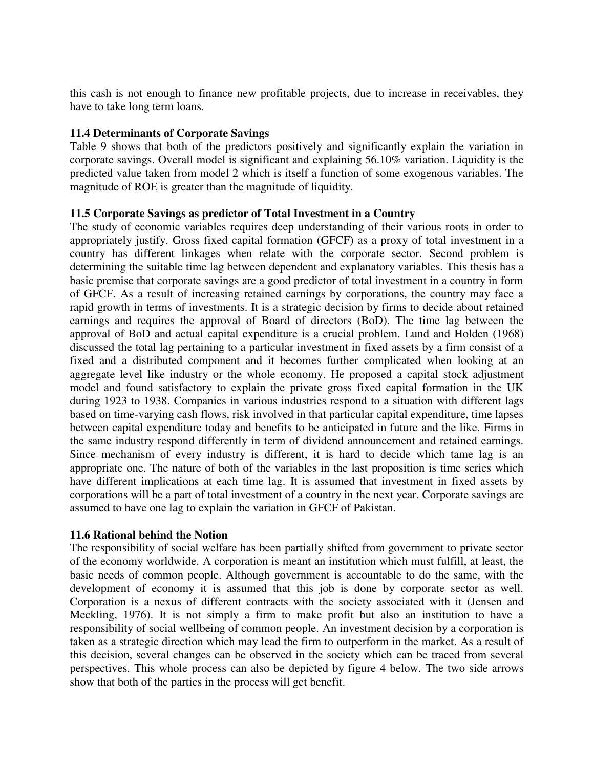this cash is not enough to finance new profitable projects, due to increase in receivables, they have to take long term loans.

### 11.4 Determinants of Corporate Savings

Table 9 shows that both of the predictors positively and significantly explain the variation in corporate savings. Overall model is significant and explaining 56.10% variation. Liquidity is the predicted value taken from model 2 which is itself a function of some exogenous variables. The magnitude of ROE is greater than the magnitude of liquidity.

### 11.5 Corporate Savings as predictor of Total Investment in a Country

The study of economic variables requires deep understanding of their various roots in order to appropriately justify. Gross fixed capital formation (GFCF) as a proxy of total investment in a country has different linkages when relate with the corporate sector. Second problem is determining the suitable time lag between dependent and explanatory variables. This thesis has a basic premise that corporate savings are a good predictor of total investment in a country in form of GFCF. As a result of increasing retained earnings by corporations, the country may face a rapid growth in terms of investments. It is a strategic decision by firms to decide about retained earnings and requires the approval of Board of directors (BoD). The time lag between the approval of BoD and actual capital expenditure is a crucial problem. Lund and Holden (1968) discussed the total lag pertaining to a particular investment in fixed assets by a firm consist of a fixed and a distributed component and it becomes further complicated when looking at an aggregate level like industry or the whole economy. He proposed a capital stock adjustment model and found satisfactory to explain the private gross fixed capital formation in the UK during 1923 to 1938. Companies in various industries respond to a situation with different lags based on time-varying cash flows, risk involved in that particular capital expenditure, time lapses between capital expenditure today and benefits to be anticipated in future and the like. Firms in the same industry respond differently in term of dividend announcement and retained earnings. Since mechanism of every industry is different, it is hard to decide which tame lag is an appropriate one. The nature of both of the variables in the last proposition is time series which have different implications at each time lag. It is assumed that investment in fixed assets by corporations will be a part of total investment of a country in the next year. Corporate savings are assumed to have one lag to explain the variation in GFCF of Pakistan.

### 11.6 Rational behind the Notion

The responsibility of social welfare has been partially shifted from government to private sector of the economy worldwide. A corporation is meant an institution which must fulfill, at least, the basic needs of common people. Although government is accountable to do the same, with the development of economy it is assumed that this job is done by corporate sector as well. Corporation is a nexus of different contracts with the society associated with it (Jensen and Meckling, 1976). It is not simply a firm to make profit but also an institution to have a responsibility of social wellbeing of common people. An investment decision by a corporation is taken as a strategic direction which may lead the firm to outperform in the market. As a result of this decision, several changes can be observed in the society which can be traced from several perspectives. This whole process can also be depicted by figure 4 below. The two side arrows show that both of the parties in the process will get benefit.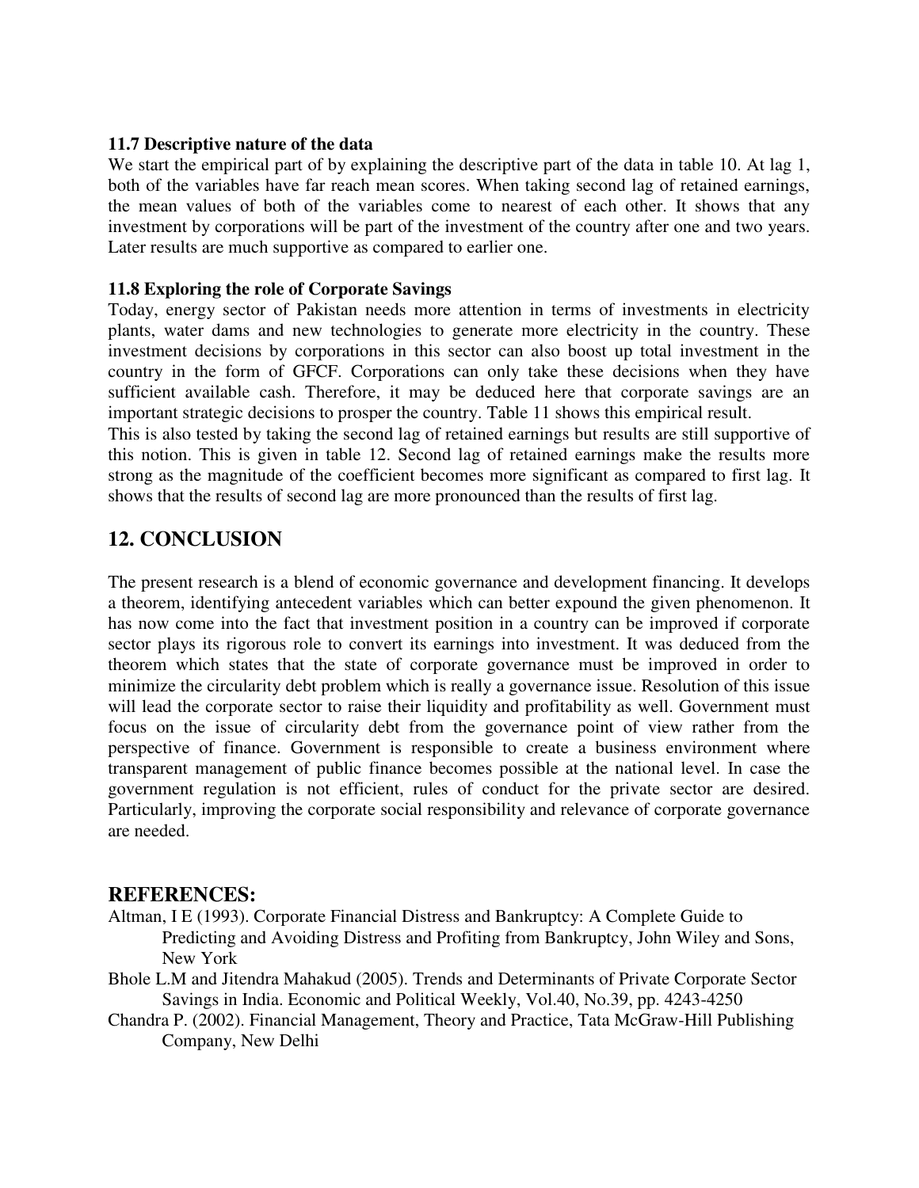### 11.7 Descriptive nature of the data

We start the empirical part of by explaining the descriptive part of the data in table 10. At lag 1, both of the variables have far reach mean scores. When taking second lag of retained earnings, the mean values of both of the variables come to nearest of each other. It shows that any investment by corporations will be part of the investment of the country after one and two years. Later results are much supportive as compared to earlier one.

### 11.8 Exploring the role of Corporate Savings

Today, energy sector of Pakistan needs more attention in terms of investments in electricity plants, water dams and new technologies to generate more electricity in the country. These investment decisions by corporations in this sector can also boost up total investment in the country in the form of GFCF. Corporations can only take these decisions when they have sufficient available cash. Therefore, it may be deduced here that corporate savings are an important strategic decisions to prosper the country. Table 11 shows this empirical result.

This is also tested by taking the second lag of retained earnings but results are still supportive of this notion. This is given in table 12. Second lag of retained earnings make the results more strong as the magnitude of the coefficient becomes more significant as compared to first lag. It shows that the results of second lag are more pronounced than the results of first lag.

## 12. CONCLUSION

The present research is a blend of economic governance and development financing. It develops a theorem, identifying antecedent variables which can better expound the given phenomenon. It has now come into the fact that investment position in a country can be improved if corporate sector plays its rigorous role to convert its earnings into investment. It was deduced from the theorem which states that the state of corporate governance must be improved in order to minimize the circularity debt problem which is really a governance issue. Resolution of this issue will lead the corporate sector to raise their liquidity and profitability as well. Government must focus on the issue of circularity debt from the governance point of view rather from the perspective of finance. Government is responsible to create a business environment where transparent management of public finance becomes possible at the national level. In case the government regulation is not efficient, rules of conduct for the private sector are desired. Particularly, improving the corporate social responsibility and relevance of corporate governance are needed.

## REFERENCES:

Altman, I E (1993). Corporate Financial Distress and Bankruptcy: A Complete Guide to Predicting and Avoiding Distress and Profiting from Bankruptcy, John Wiley and Sons, New York

Bhole L.M and Jitendra Mahakud (2005). Trends and Determinants of Private Corporate Sector Savings in India. Economic and Political Weekly, Vol.40, No.39, pp. 4243-4250

Chandra P. (2002). Financial Management, Theory and Practice, Tata McGraw-Hill Publishing Company, New Delhi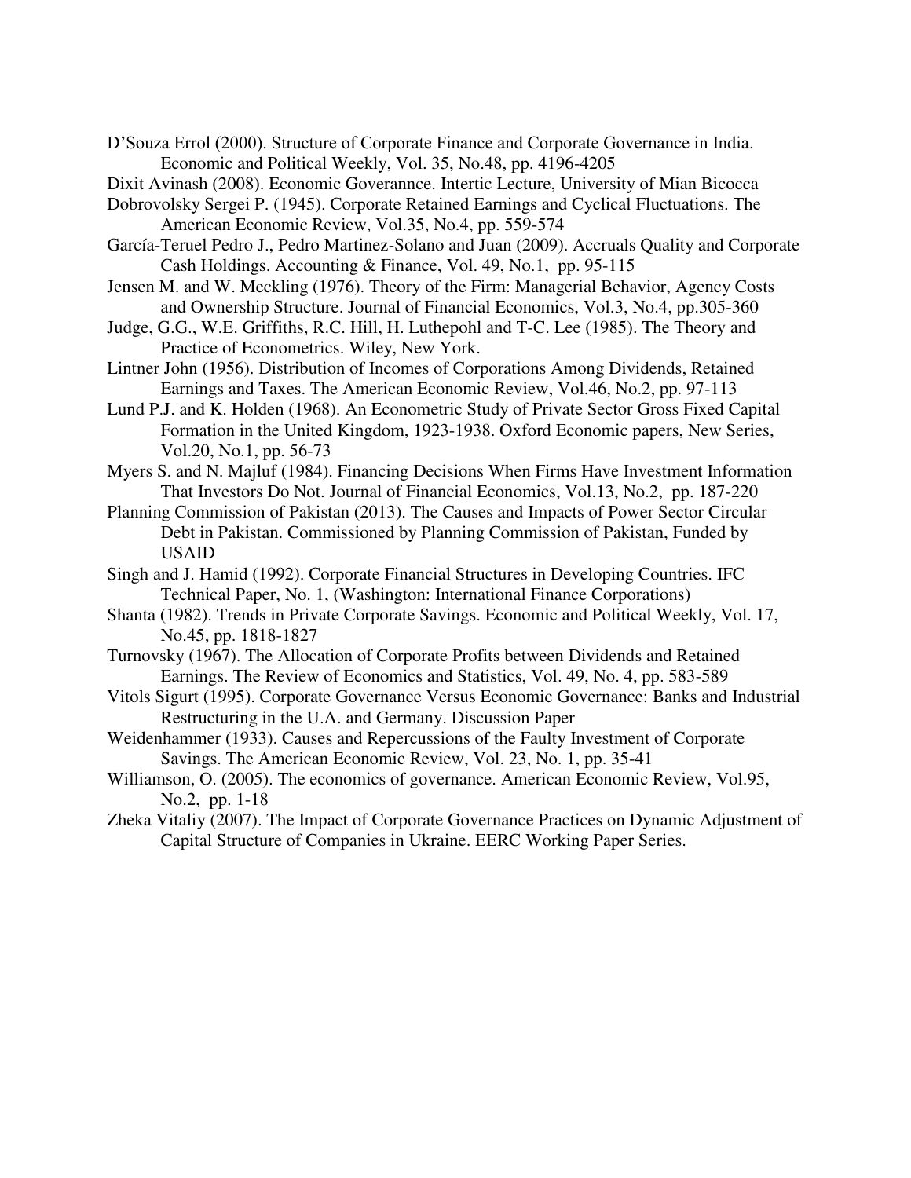D'Souza Errol (2000). Structure of Corporate Finance and Corporate Governance in India. Economic and Political Weekly, Vol. 35, No.48, pp. 4196-4205

Dixit Avinash (2008). Economic Goverannce. Intertic Lecture, University of Mian Bicocca

Dobrovolsky Sergei P. (1945). Corporate Retained Earnings and Cyclical Fluctuations. The American Economic Review, Vol.35, No.4, pp. 559-574

García-Teruel Pedro J., Pedro Martinez-Solano and Juan (2009). Accruals Quality and Corporate Cash Holdings. Accounting & Finance, Vol. 49, No.1, pp. 95-115

Jensen M. and W. Meckling (1976). Theory of the Firm: Managerial Behavior, Agency Costs and Ownership Structure. Journal of Financial Economics, Vol.3, No.4, pp.305-360

Judge, G.G., W.E. Griffiths, R.C. Hill, H. Luthepohl and T-C. Lee (1985). The Theory and Practice of Econometrics. Wiley, New York.

Lintner John (1956). Distribution of Incomes of Corporations Among Dividends, Retained Earnings and Taxes. The American Economic Review, Vol.46, No.2, pp. 97-113

Lund P.J. and K. Holden (1968). An Econometric Study of Private Sector Gross Fixed Capital Formation in the United Kingdom, 1923-1938. Oxford Economic papers, New Series, Vol.20, No.1, pp. 56-73

Myers S. and N. Majluf (1984). Financing Decisions When Firms Have Investment Information That Investors Do Not. Journal of Financial Economics, Vol.13, No.2, pp. 187-220

Planning Commission of Pakistan (2013). The Causes and Impacts of Power Sector Circular Debt in Pakistan. Commissioned by Planning Commission of Pakistan, Funded by USAID

Singh and J. Hamid (1992). Corporate Financial Structures in Developing Countries. IFC Technical Paper, No. 1, (Washington: International Finance Corporations)

Shanta (1982). Trends in Private Corporate Savings. Economic and Political Weekly, Vol. 17, No.45, pp. 1818-1827

Turnovsky (1967). The Allocation of Corporate Profits between Dividends and Retained Earnings. The Review of Economics and Statistics, Vol. 49, No. 4, pp. 583-589

Vitols Sigurt (1995). Corporate Governance Versus Economic Governance: Banks and Industrial Restructuring in the U.A. and Germany. Discussion Paper

Weidenhammer (1933). Causes and Repercussions of the Faulty Investment of Corporate Savings. The American Economic Review, Vol. 23, No. 1, pp. 35-41

Williamson, O. (2005). The economics of governance. American Economic Review, Vol.95, No.2, pp. 1-18

Zheka Vitaliy (2007). The Impact of Corporate Governance Practices on Dynamic Adjustment of Capital Structure of Companies in Ukraine. EERC Working Paper Series.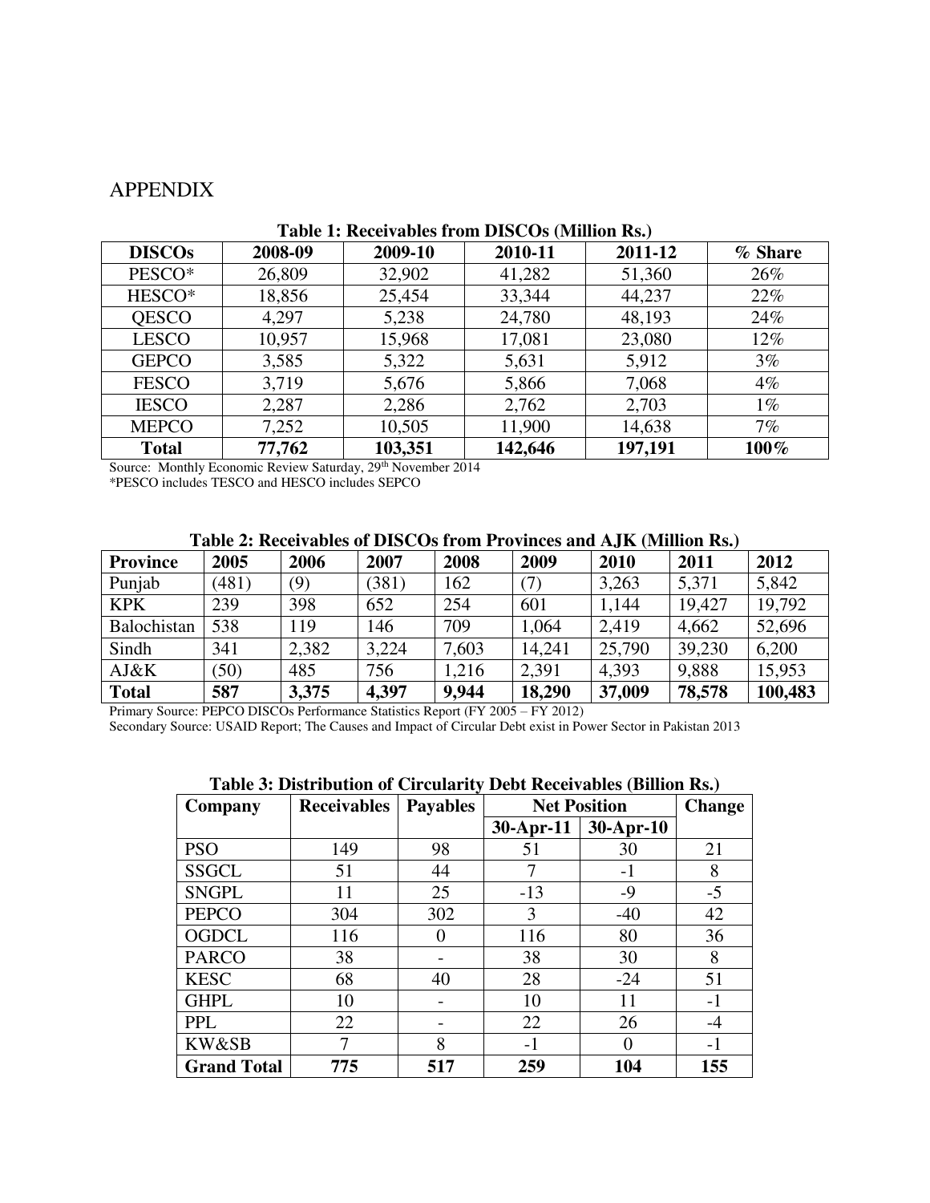# APPENDIX

**Table 1: Receivables from DISCOs (Million Rs.)**

| DISCOs | 2008-09 | 2009-10 | 2010-11 | 2011-12 | % Share |
|---|---|---|---|---|---|
| PESCO* | 26,809 | 32,902 | 41,282 | 51,360 | 26% |
| HESCO* | 18,856 | 25,454 | 33,344 | 44,237 | 22% |
| QESCO | 4,297 | 5,238 | 24,780 | 48,193 | 24% |
| LESCO | 10,957 | 15,968 | 17,081 | 23,080 | 12% |
| GEPCO | 3,585 | 5,322 | 5,631 | 5,912 | 3% |
| FESCO | 3,719 | 5,676 | 5,866 | 7,068 | 4% |
| IESCO | 2,287 | 2,286 | 2,762 | 2,703 | 1% |
| MEPCO | 7,252 | 10,505 | 11,900 | 14,638 | 7% |
| **Total** | **77,762** | **103,351** | **142,646** | **197,191** | **100%** |

Source: Monthly Economic Review Saturday, 29th November 2014

*PESCO includes TESCO and HESCO includes SEPCO

**Table 2: Receivables of DISCOs from Provinces and AJK (Million Rs.)**

| Province | 2005 | 2006 | 2007 | 2008 | 2009 | 2010 | 2011 | 2012 |
|---|---|---|---|---|---|---|---|---|
| Punjab | (481) | (9) | (381) | 162 | (7) | 3,263 | 5,371 | 5,842 |
| KPK | 239 | 398 | 652 | 254 | 601 | 1,144 | 19,427 | 19,792 |
| Balochistan | 538 | 119 | 146 | 709 | 1,064 | 2,419 | 4,662 | 52,696 |
| Sindh | 341 | 2,382 | 3,224 | 7,603 | 14,241 | 25,790 | 39,230 | 6,200 |
| AJ&K | (50) | 485 | 756 | 1,216 | 2,391 | 4,393 | 9,888 | 15,953 |
| **Total** | **587** | **3,375** | **4,397** | **9,944** | **18,290** | **37,009** | **78,578** | **100,483** |

Primary Source: PEPCO DISCOs Performance Statistics Report (FY 2005 – FY 2012)

Secondary Source: USAID Report; The Causes and Impact of Circular Debt exist in Power Sector in Pakistan 2013

**Table 3: Distribution of Circularity Debt Receivables (Billion Rs.)**

| Company | Receivables | Payables | Net Position | | Change |
|---|---|---|---|---|---|
| | | | 30-Apr-11 | 30-Apr-10 | |
| PSO | 149 | 98 | 51 | 30 | 21 |
| SSGCL | 51 | 44 | 7 | -1 | 8 |
| SNGPL | 11 | 25 | -13 | -9 | -5 |
| PEPCO | 304 | 302 | 3 | -40 | 42 |
| OGDCL | 116 | 0 | 116 | 80 | 36 |
| PARCO | 38 | - | 38 | 30 | 8 |
| KESC | 68 | 40 | 28 | -24 | 51 |
| GHPL | 10 | - | 10 | 11 | -1 |
| PPL | 22 | - | 22 | 26 | -4 |
| KW&SB | 7 | 8 | -1 | 0 | -1 |
| **Grand Total** | **775** | **517** | **259** | **104** | **155** |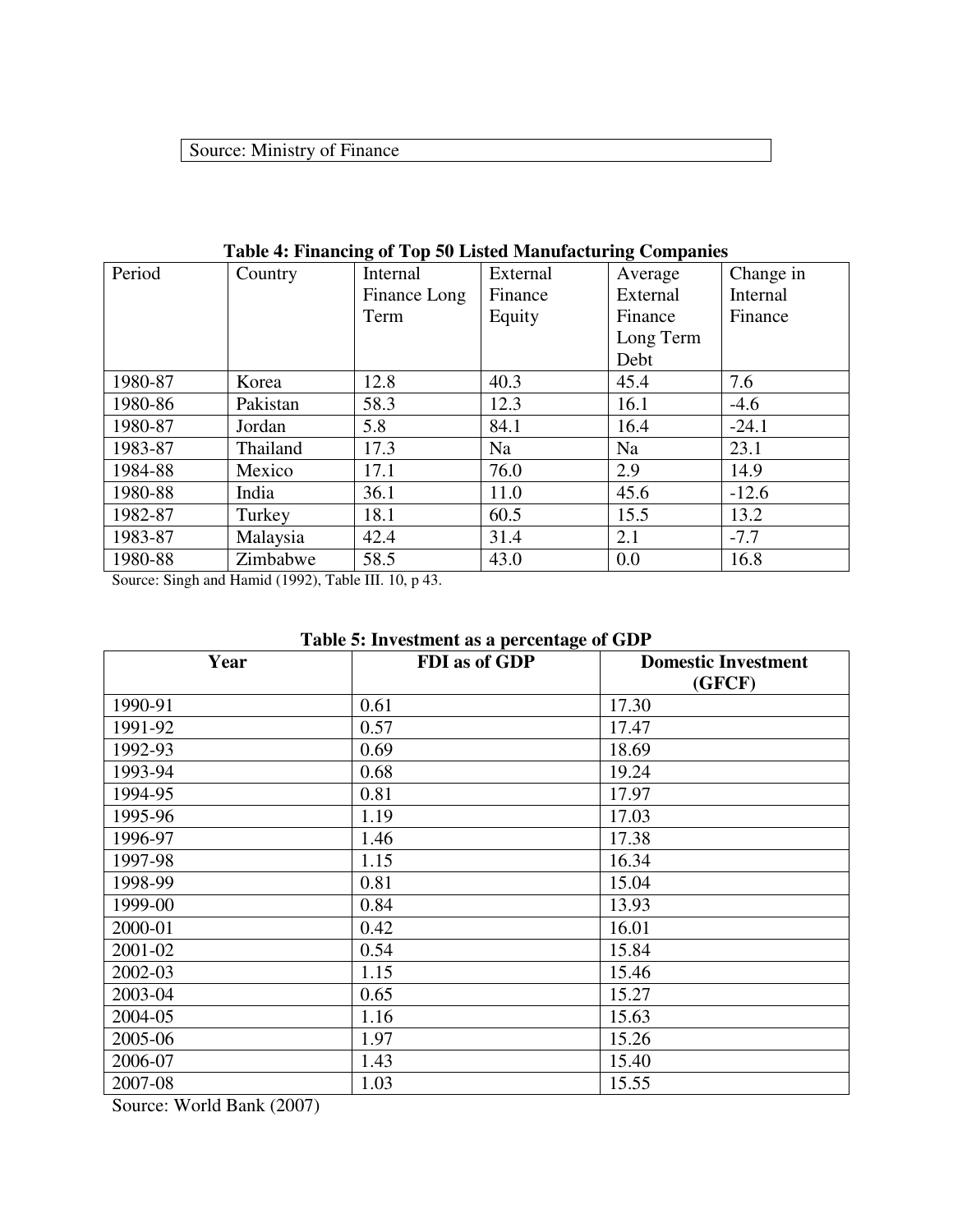Source: Ministry of Finance

**Table 4: Financing of Top 50 Listed Manufacturing Companies**

| Period | Country | Internal Finance Long Term | External Finance Equity | Average External Finance Long Term Debt | Change in Internal Finance |
|---|---|---|---|---|---|
| 1980-87 | Korea | 12.8 | 40.3 | 45.4 | 7.6 |
| 1980-86 | Pakistan | 58.3 | 12.3 | 16.1 | -4.6 |
| 1980-87 | Jordan | 5.8 | 84.1 | 16.4 | -24.1 |
| 1983-87 | Thailand | 17.3 | Na | Na | 23.1 |
| 1984-88 | Mexico | 17.1 | 76.0 | 2.9 | 14.9 |
| 1980-88 | India | 36.1 | 11.0 | 45.6 | -12.6 |
| 1982-87 | Turkey | 18.1 | 60.5 | 15.5 | 13.2 |
| 1983-87 | Malaysia | 42.4 | 31.4 | 2.1 | -7.7 |
| 1980-88 | Zimbabwe | 58.5 | 43.0 | 0.0 | 16.8 |

Source: Singh and Hamid (1992), Table III. 10, p 43.

**Table 5: Investment as a percentage of GDP**

| Year | FDI as of GDP | Domestic Investment (GFCF) |
|---|---|---|
| 1990-91 | 0.61 | 17.30 |
| 1991-92 | 0.57 | 17.47 |
| 1992-93 | 0.69 | 18.69 |
| 1993-94 | 0.68 | 19.24 |
| 1994-95 | 0.81 | 17.97 |
| 1995-96 | 1.19 | 17.03 |
| 1996-97 | 1.46 | 17.38 |
| 1997-98 | 1.15 | 16.34 |
| 1998-99 | 0.81 | 15.04 |
| 1999-00 | 0.84 | 13.93 |
| 2000-01 | 0.42 | 16.01 |
| 2001-02 | 0.54 | 15.84 |
| 2002-03 | 1.15 | 15.46 |
| 2003-04 | 0.65 | 15.27 |
| 2004-05 | 1.16 | 15.63 |
| 2005-06 | 1.97 | 15.26 |
| 2006-07 | 1.43 | 15.40 |
| 2007-08 | 1.03 | 15.55 |

Source: World Bank (2007)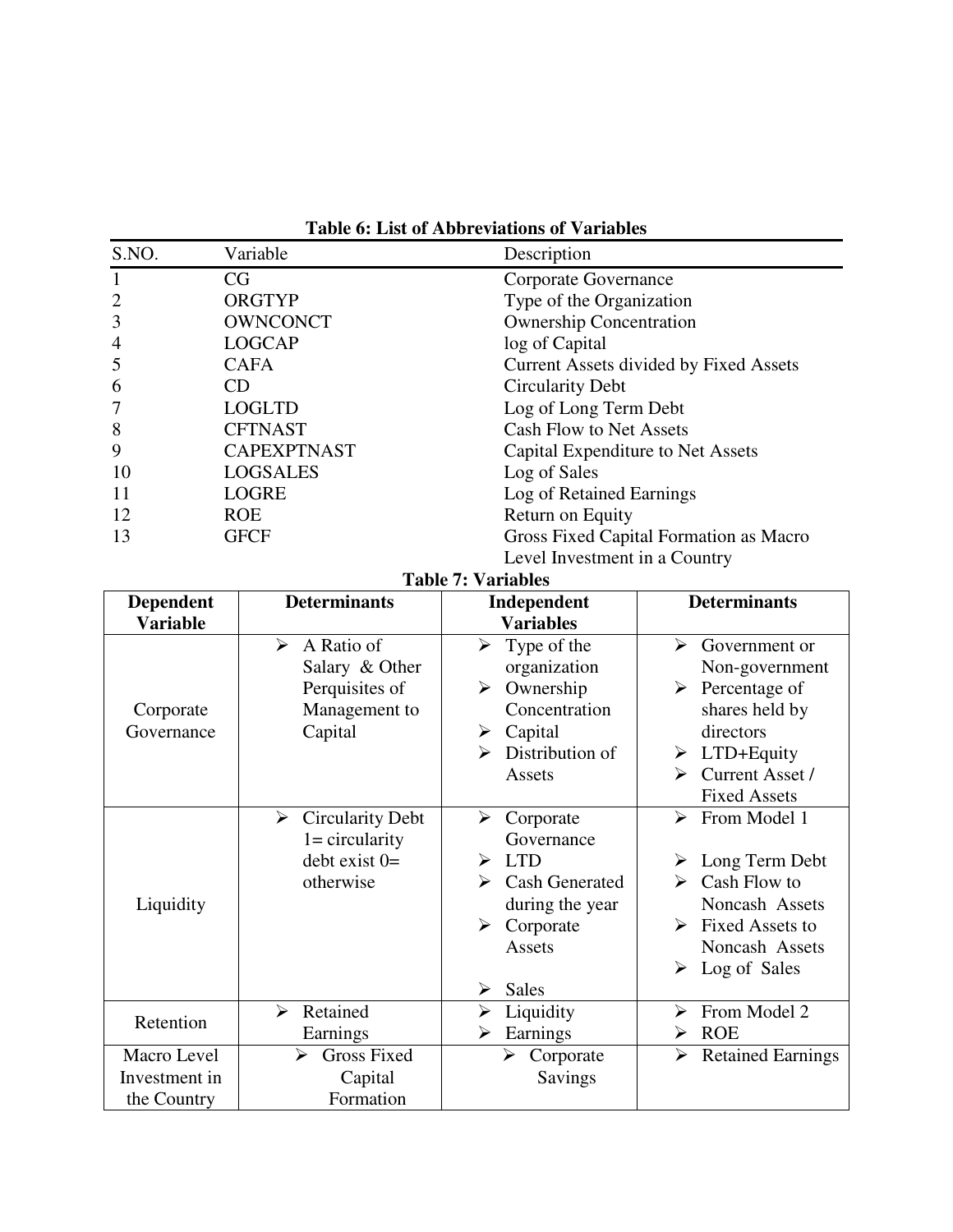**Table 6: List of Abbreviations of Variables**

| S.NO. | Variable | Description |
|---|---|---|
| 1 | CG | Corporate Governance |
| 2 | ORGTYP | Type of the Organization |
| 3 | OWNCONCT | Ownership Concentration |
| 4 | LOGCAP | log of Capital |
| 5 | CAFA | Current Assets divided by Fixed Assets |
| 6 | CD | Circularity Debt |
| 7 | LOGLTD | Log of Long Term Debt |
| 8 | CFTNAST | Cash Flow to Net Assets |
| 9 | CAPEXPTNAST | Capital Expenditure to Net Assets |
| 10 | LOGSALES | Log of Sales |
| 11 | LOGRE | Log of Retained Earnings |
| 12 | ROE | Return on Equity |
| 13 | GFCF | Gross Fixed Capital Formation as Macro Level Investment in a Country |

**Table 7: Variables**

| Dependent Variable | Determinants | Independent Variables | Determinants |
|---|---|---|---|
| Corporate Governance | ➢ A Ratio of Salary & Other Perquisites of Management to Capital | ➢ Type of the organization<br>➢ Ownership Concentration<br>➢ Capital<br>➢ Distribution of Assets | ➢ Government or Non-government<br>➢ Percentage of shares held by directors<br>➢ LTD+Equity<br>➢ Current Asset / Fixed Assets |
| Liquidity | ➢ Circularity Debt 1= circularity debt exist 0= otherwise | ➢ Corporate Governance<br>➢ LTD<br>➢ Cash Generated during the year<br>➢ Corporate Assets<br>➢ Sales | ➢ From Model 1<br>➢ Long Term Debt<br>➢ Cash Flow to Noncash Assets<br>➢ Fixed Assets to Noncash Assets<br>➢ Log of Sales |
| Retention | ➢ Retained Earnings | ➢ Liquidity<br>➢ Earnings | ➢ From Model 2<br>➢ ROE |
| Macro Level Investment in the Country | ➢ Gross Fixed Capital Formation | ➢ Corporate Savings | ➢ Retained Earnings |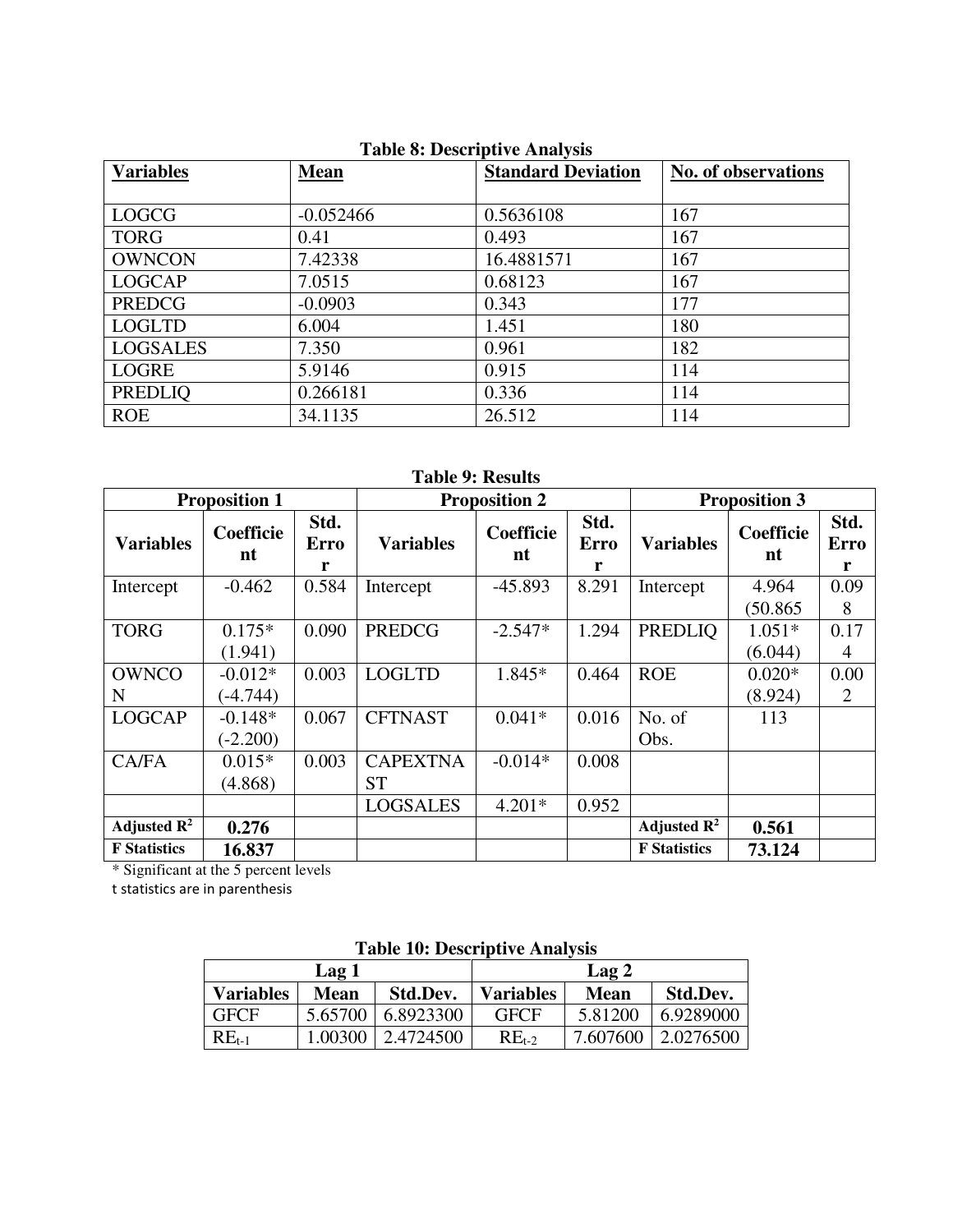**Table 8: Descriptive Analysis**

| Variables | Mean | Standard Deviation | No. of observations |
|---|---|---|---|
| LOGCG | -0.052466 | 0.5636108 | 167 |
| TORG | 0.41 | 0.493 | 167 |
| OWNCON | 7.42338 | 16.4881571 | 167 |
| LOGCAP | 7.0515 | 0.68123 | 167 |
| PREDCG | -0.0903 | 0.343 | 177 |
| LOGLTD | 6.004 | 1.451 | 180 |
| LOGSALES | 7.350 | 0.961 | 182 |
| LOGRE | 5.9146 | 0.915 | 114 |
| PREDLIQ | 0.266181 | 0.336 | 114 |
| ROE | 34.1135 | 26.512 | 114 |

**Table 9: Results**

| Proposition 1 | | | Proposition 2 | | | Proposition 3 | | |
|---|---|---|---|---|---|---|---|---|
| Variables | Coefficient | Std. Error | Variables | Coefficient | Std. Error | Variables | Coefficient | Std. Error |
| Intercept | -0.462 | 0.584 | Intercept | -45.893 | 8.291 | Intercept | 4.964 (50.865 | 0.098 |
| TORG | 0.175* (1.941) | 0.090 | PREDCG | -2.547* | 1.294 | PREDLIQ | 1.051* (6.044) | 0.174 |
| OWNCON | -0.012* (-4.744) | 0.003 | LOGLTD | 1.845* | 0.464 | ROE | 0.020* (8.924) | 0.002 |
| LOGCAP | -0.148* (-2.200) | 0.067 | CFTNAST | 0.041* | 0.016 | No. of Obs. | 113 | |
| CA/FA | 0.015* (4.868) | 0.003 | CAPEXTNAST | -0.014* | 0.008 | | | |
| | | | LOGSALES | 4.201* | 0.952 | | | |
| **Adjusted $R^2$** | **0.276** | | | | | **Adjusted $R^2$** | **0.561** | |
| **F Statistics** | **16.837** | | | | | **F Statistics** | **73.124** | |

* Significant at the 5 percent levels

t statistics are in parenthesis

**Table 10: Descriptive Analysis**

| Lag 1 | | | Lag 2 | | |
|---|---|---|---|---|---|
| Variables | Mean | Std.Dev. | Variables | Mean | Std.Dev. |
| GFCF | 5.65700 | 6.8923300 | GFCF | 5.81200 | 6.9289000 |
| $RE_{t-1}$ | 1.00300 | 2.4724500 | $RE_{t-2}$ | 7.607600 | 2.0276500 |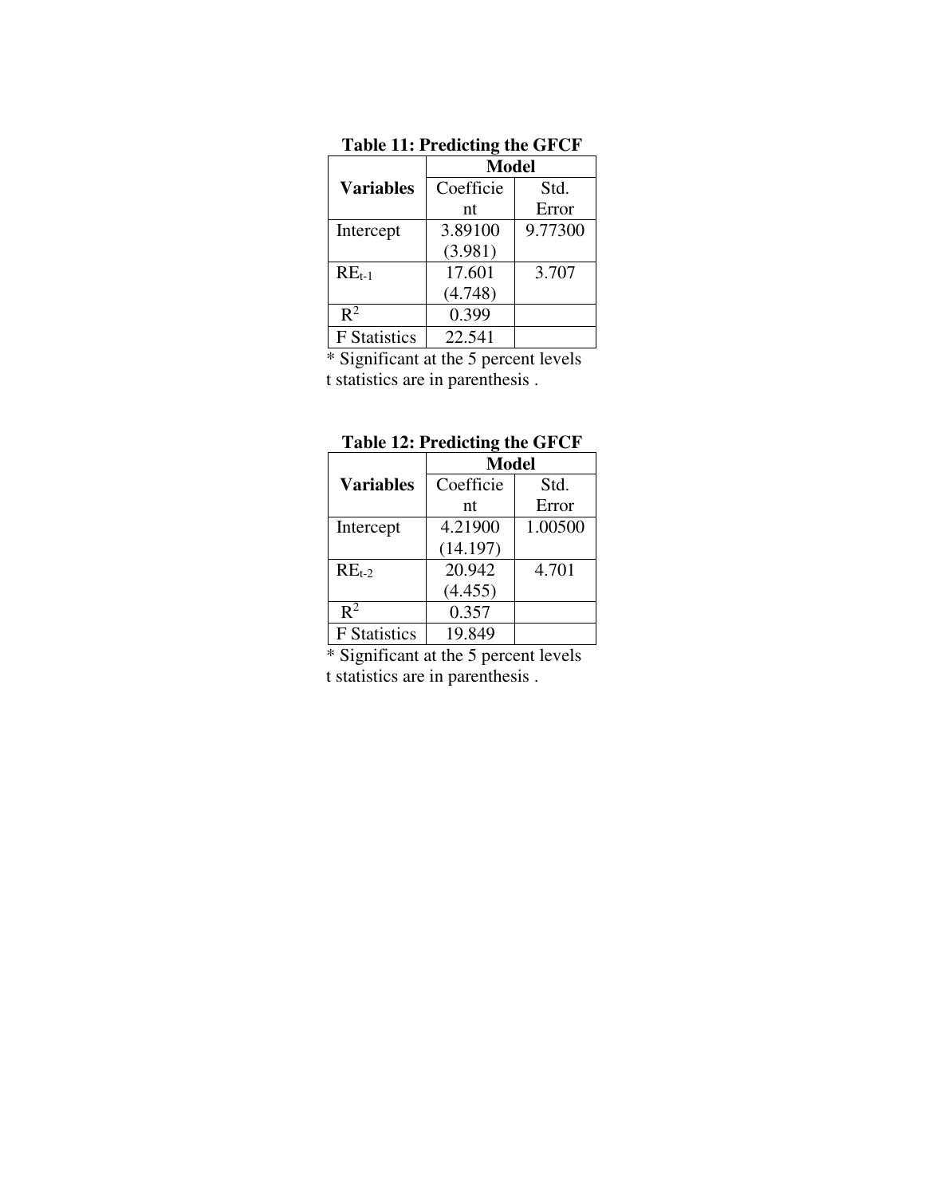**Table 11: Predicting the GFCF**

| Variables | Model | |
|---|---|---|
| | Coefficient | Std. Error |
| Intercept | 3.89100 (3.981) | 9.77300 |
| $RE_{t-1}$ | 17.601 (4.748) | 3.707 |
| $R^2$ | 0.399 | |
| F Statistics | 22.541 | |

* Significant at the 5 percent levels
t statistics are in parenthesis .

**Table 12: Predicting the GFCF**

| Variables | Model | |
|---|---|---|
| | Coefficient | Std. Error |
| Intercept | 4.21900 (14.197) | 1.00500 |
| $RE_{t-2}$ | 20.942 (4.455) | 4.701 |
| $R^2$ | 0.357 | |
| F Statistics | 19.849 | |

* Significant at the 5 percent levels
t statistics are in parenthesis .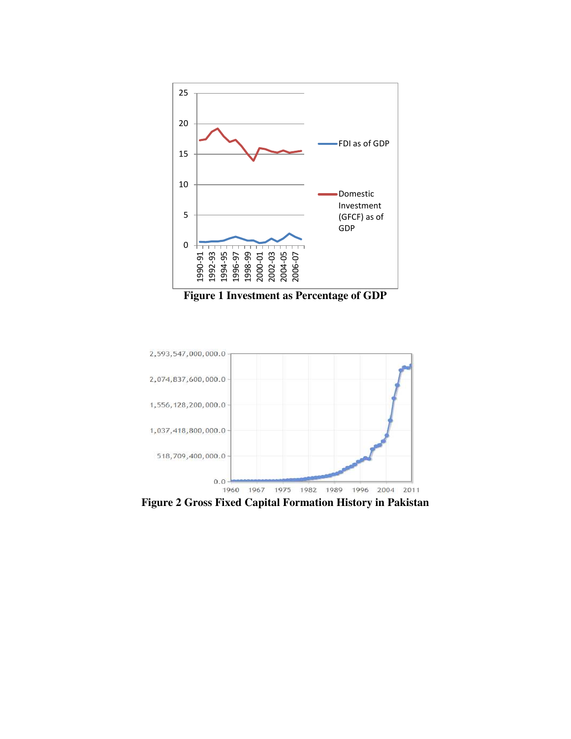**Figure 1 Investment as Percentage of GDP**

**Figure 2 Gross Fixed Capital Formation History in Pakistan**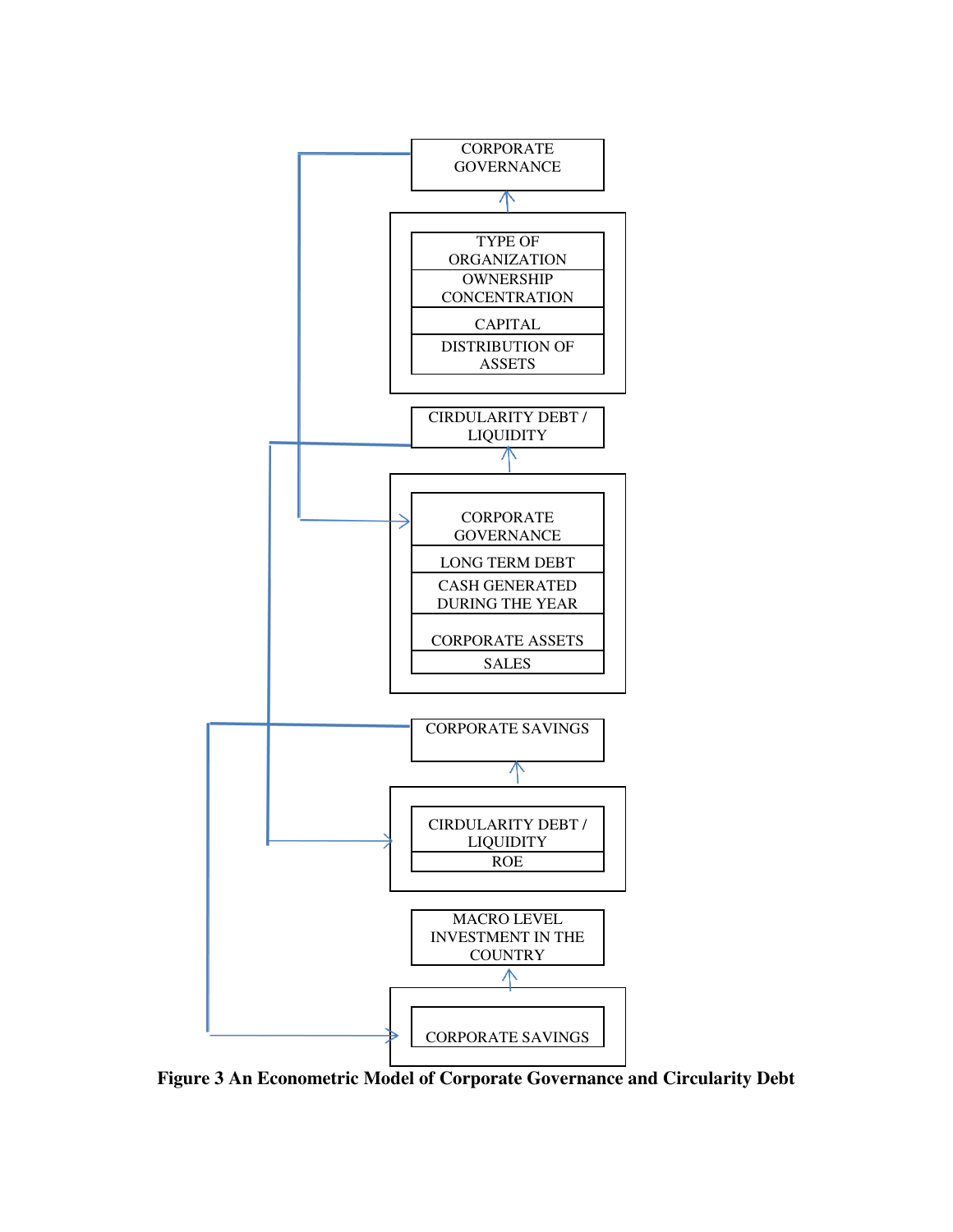CORPORATE GOVERNANCE

TYPE OF ORGANIZATION

OWNERSHIP CONCENTRATION

CAPITAL

DISTRIBUTION OF ASSETS

CIRDULARITY DEBT / LIQUIDITY

CORPORATE GOVERNANCE

LONG TERM DEBT

CASH GENERATED DURING THE YEAR

CORPORATE ASSETS

SALES

CORPORATE SAVINGS

CIRDULARITY DEBT / LIQUIDITY

ROE

MACRO LEVEL INVESTMENT IN THE COUNTRY

CORPORATE SAVINGS

**Figure 3 An Econometric Model of Corporate Governance and Circularity Debt**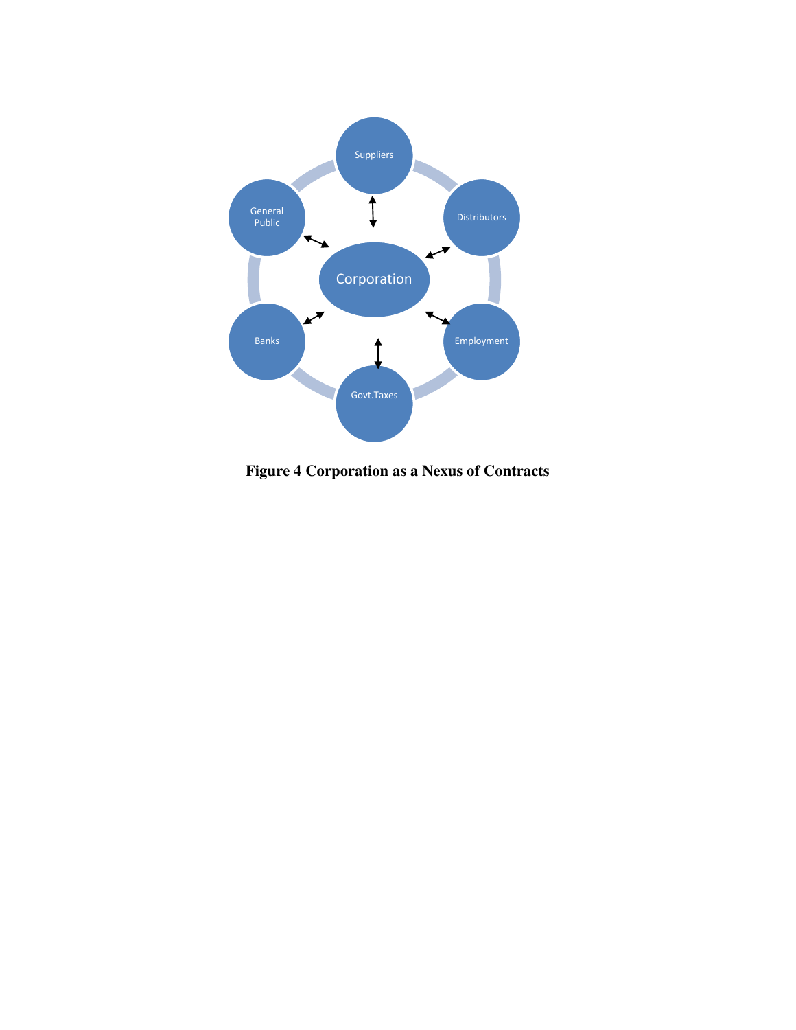Suppliers

General Public

Distributors

Corporation

Banks

Employment

Govt.Taxes

**Figure 4 Corporation as a Nexus of Contracts**